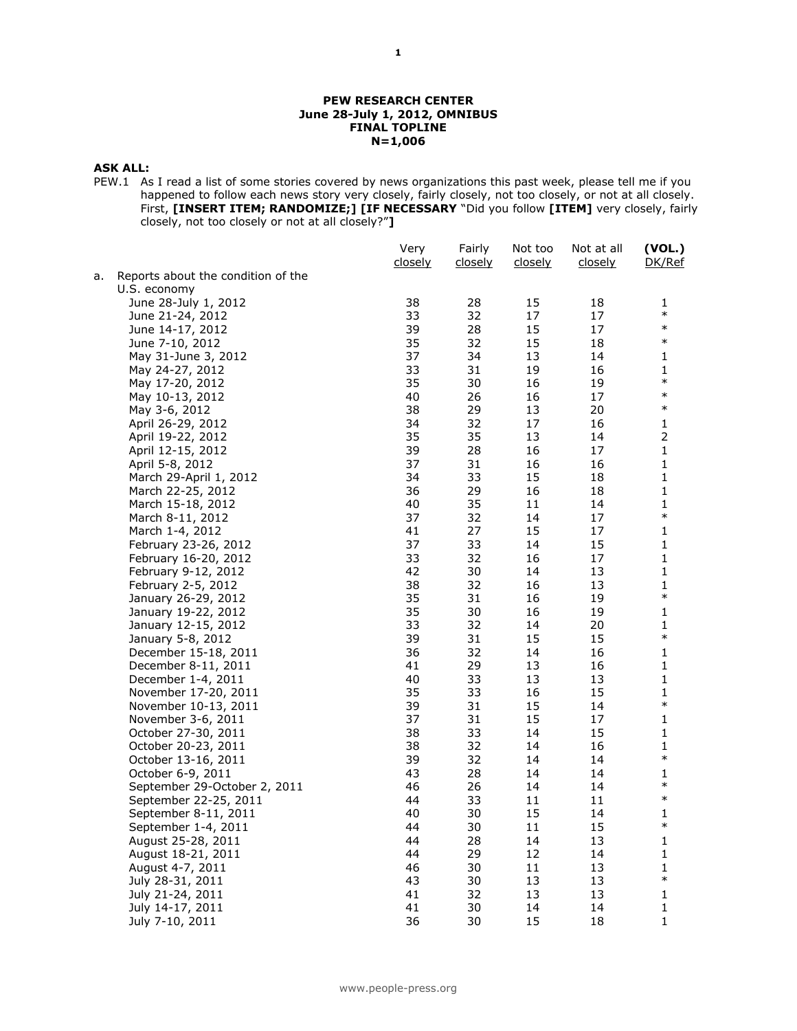**PEW RESEARCH CENTER**
**June 28-July 1, 2012, OMNIBUS**
**FINAL TOPLINE**
**N=1,006**

**ASK ALL:**

PEW.1 As I read a list of some stories covered by news organizations this past week, please tell me if you happened to follow each news story very closely, fairly closely, not too closely, or not at all closely. First, **[INSERT ITEM; RANDOMIZE;] [IF NECESSARY** "Did you follow **[ITEM]** very closely, fairly closely, not too closely or not at all closely?"**]**

| | Very closely | Fairly closely | Not too closely | Not at all closely | **(VOL.)** DK/Ref |
|---|---|---|---|---|---|
| a. Reports about the condition of the U.S. economy | | | | | |
| June 28-July 1, 2012 | 38 | 28 | 15 | 18 | 1 |
| June 21-24, 2012 | 33 | 32 | 17 | 17 | * |
| June 14-17, 2012 | 39 | 28 | 15 | 17 | * |
| June 7-10, 2012 | 35 | 32 | 15 | 18 | * |
| May 31-June 3, 2012 | 37 | 34 | 13 | 14 | 1 |
| May 24-27, 2012 | 33 | 31 | 19 | 16 | 1 |
| May 17-20, 2012 | 35 | 30 | 16 | 19 | * |
| May 10-13, 2012 | 40 | 26 | 16 | 17 | * |
| May 3-6, 2012 | 38 | 29 | 13 | 20 | * |
| April 26-29, 2012 | 34 | 32 | 17 | 16 | 1 |
| April 19-22, 2012 | 35 | 35 | 13 | 14 | 2 |
| April 12-15, 2012 | 39 | 28 | 16 | 17 | 1 |
| April 5-8, 2012 | 37 | 31 | 16 | 16 | 1 |
| March 29-April 1, 2012 | 34 | 33 | 15 | 18 | 1 |
| March 22-25, 2012 | 36 | 29 | 16 | 18 | 1 |
| March 15-18, 2012 | 40 | 35 | 11 | 14 | 1 |
| March 8-11, 2012 | 37 | 32 | 14 | 17 | * |
| March 1-4, 2012 | 41 | 27 | 15 | 17 | 1 |
| February 23-26, 2012 | 37 | 33 | 14 | 15 | 1 |
| February 16-20, 2012 | 33 | 32 | 16 | 17 | 1 |
| February 9-12, 2012 | 42 | 30 | 14 | 13 | 1 |
| February 2-5, 2012 | 38 | 32 | 16 | 13 | 1 |
| January 26-29, 2012 | 35 | 31 | 16 | 19 | * |
| January 19-22, 2012 | 35 | 30 | 16 | 19 | 1 |
| January 12-15, 2012 | 33 | 32 | 14 | 20 | 1 |
| January 5-8, 2012 | 39 | 31 | 15 | 15 | * |
| December 15-18, 2011 | 36 | 32 | 14 | 16 | 1 |
| December 8-11, 2011 | 41 | 29 | 13 | 16 | 1 |
| December 1-4, 2011 | 40 | 33 | 13 | 13 | 1 |
| November 17-20, 2011 | 35 | 33 | 16 | 15 | 1 |
| November 10-13, 2011 | 39 | 31 | 15 | 14 | * |
| November 3-6, 2011 | 37 | 31 | 15 | 17 | 1 |
| October 27-30, 2011 | 38 | 33 | 14 | 15 | 1 |
| October 20-23, 2011 | 38 | 32 | 14 | 16 | 1 |
| October 13-16, 2011 | 39 | 32 | 14 | 14 | * |
| October 6-9, 2011 | 43 | 28 | 14 | 14 | 1 |
| September 29-October 2, 2011 | 46 | 26 | 14 | 14 | * |
| September 22-25, 2011 | 44 | 33 | 11 | 11 | * |
| September 8-11, 2011 | 40 | 30 | 15 | 14 | 1 |
| September 1-4, 2011 | 44 | 30 | 11 | 15 | * |
| August 25-28, 2011 | 44 | 28 | 14 | 13 | 1 |
| August 18-21, 2011 | 44 | 29 | 12 | 14 | 1 |
| August 4-7, 2011 | 46 | 30 | 11 | 13 | 1 |
| July 28-31, 2011 | 43 | 30 | 13 | 13 | * |
| July 21-24, 2011 | 41 | 32 | 13 | 13 | 1 |
| July 14-17, 2011 | 41 | 30 | 14 | 14 | 1 |
| July 7-10, 2011 | 36 | 30 | 15 | 18 | 1 |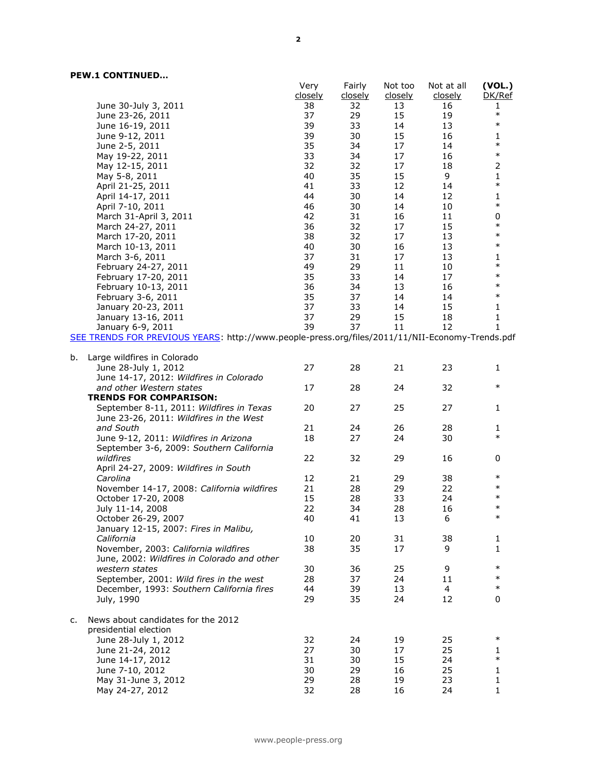**PEW.1 CONTINUED…**

| | Very closely | Fairly closely | Not too closely | Not at all closely | (VOL.) DK/Ref |
|---|---|---|---|---|---|
| June 30-July 3, 2011 | 38 | 32 | 13 | 16 | 1 |
| June 23-26, 2011 | 37 | 29 | 15 | 19 | * |
| June 16-19, 2011 | 39 | 33 | 14 | 13 | * |
| June 9-12, 2011 | 39 | 30 | 15 | 16 | 1 |
| June 2-5, 2011 | 35 | 34 | 17 | 14 | * |
| May 19-22, 2011 | 33 | 34 | 17 | 16 | * |
| May 12-15, 2011 | 32 | 32 | 17 | 18 | 2 |
| May 5-8, 2011 | 40 | 35 | 15 | 9 | 1 |
| April 21-25, 2011 | 41 | 33 | 12 | 14 | * |
| April 14-17, 2011 | 44 | 30 | 14 | 12 | 1 |
| April 7-10, 2011 | 46 | 30 | 14 | 10 | * |
| March 31-April 3, 2011 | 42 | 31 | 16 | 11 | 0 |
| March 24-27, 2011 | 36 | 32 | 17 | 15 | * |
| March 17-20, 2011 | 38 | 32 | 17 | 13 | * |
| March 10-13, 2011 | 40 | 30 | 16 | 13 | * |
| March 3-6, 2011 | 37 | 31 | 17 | 13 | 1 |
| February 24-27, 2011 | 49 | 29 | 11 | 10 | * |
| February 17-20, 2011 | 35 | 33 | 14 | 17 | * |
| February 10-13, 2011 | 36 | 34 | 13 | 16 | * |
| February 3-6, 2011 | 35 | 37 | 14 | 14 | * |
| January 20-23, 2011 | 37 | 33 | 14 | 15 | 1 |
| January 13-16, 2011 | 37 | 29 | 15 | 18 | 1 |
| January 6-9, 2011 | 39 | 37 | 11 | 12 | 1 |

SEE TRENDS FOR PREVIOUS YEARS: http://www.people-press.org/files/2011/11/NII-Economy-Trends.pdf

| | Very closely | Fairly closely | Not too closely | Not at all closely | (VOL.) DK/Ref |
|---|---|---|---|---|---|
| b. Large wildfires in Colorado | | | | | |
| June 28-July 1, 2012 | 27 | 28 | 21 | 23 | 1 |
| June 14-17, 2012: *Wildfires in Colorado and other Western states* | 17 | 28 | 24 | 32 | * |
| **TRENDS FOR COMPARISON:** | | | | | |
| September 8-11, 2011: *Wildfires in Texas* | 20 | 27 | 25 | 27 | 1 |
| June 23-26, 2011: *Wildfires in the West and South* | 21 | 24 | 26 | 28 | 1 |
| June 9-12, 2011: *Wildfires in Arizona* | 18 | 27 | 24 | 30 | * |
| September 3-6, 2009: *Southern California wildfires* | 22 | 32 | 29 | 16 | 0 |
| April 24-27, 2009: *Wildfires in South Carolina* | 12 | 21 | 29 | 38 | * |
| November 14-17, 2008: *California wildfires* | 21 | 28 | 29 | 22 | * |
| October 17-20, 2008 | 15 | 28 | 33 | 24 | * |
| July 11-14, 2008 | 22 | 34 | 28 | 16 | * |
| October 26-29, 2007 | 40 | 41 | 13 | 6 | * |
| January 12-15, 2007: *Fires in Malibu, California* | 10 | 20 | 31 | 38 | 1 |
| November, 2003: *California wildfires* | 38 | 35 | 17 | 9 | 1 |
| June, 2002: *Wildfires in Colorado and other western states* | 30 | 36 | 25 | 9 | * |
| September, 2001: *Wild fires in the west* | 28 | 37 | 24 | 11 | * |
| December, 1993: *Southern California fires* | 44 | 39 | 13 | 4 | * |
| July, 1990 | 29 | 35 | 24 | 12 | 0 |
| c. News about candidates for the 2012 presidential election | | | | | |
| June 28-July 1, 2012 | 32 | 24 | 19 | 25 | * |
| June 21-24, 2012 | 27 | 30 | 17 | 25 | 1 |
| June 14-17, 2012 | 31 | 30 | 15 | 24 | * |
| June 7-10, 2012 | 30 | 29 | 16 | 25 | 1 |
| May 31-June 3, 2012 | 29 | 28 | 19 | 23 | 1 |
| May 24-27, 2012 | 32 | 28 | 16 | 24 | 1 |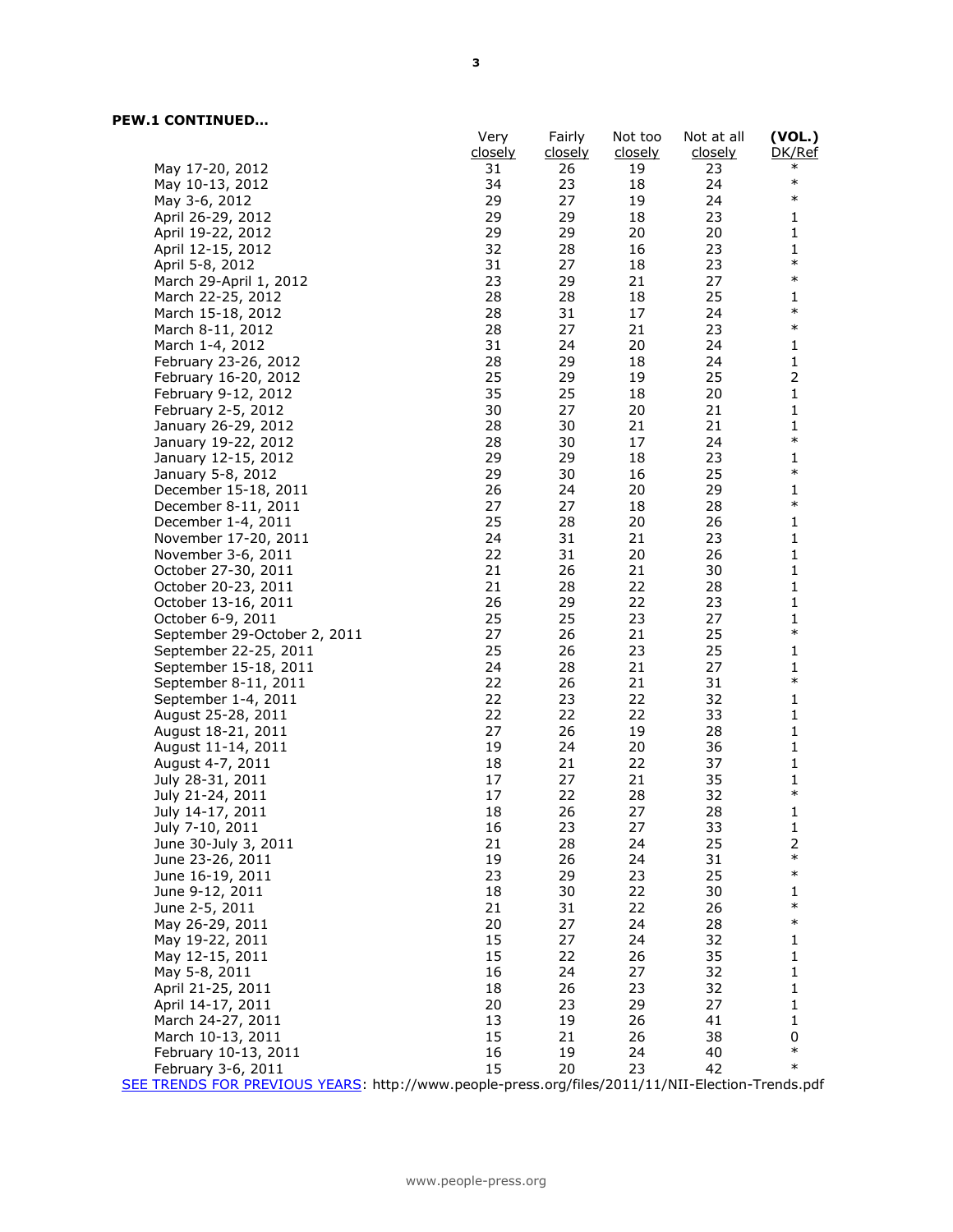**PEW.1 CONTINUED…**

| | Very closely | Fairly closely | Not too closely | Not at all closely | (VOL.) DK/Ref |
|---|---|---|---|---|---|
| May 17-20, 2012 | 31 | 26 | 19 | 23 | * |
| May 10-13, 2012 | 34 | 23 | 18 | 24 | * |
| May 3-6, 2012 | 29 | 27 | 19 | 24 | * |
| April 26-29, 2012 | 29 | 29 | 18 | 23 | 1 |
| April 19-22, 2012 | 29 | 29 | 20 | 20 | 1 |
| April 12-15, 2012 | 32 | 28 | 16 | 23 | 1 |
| April 5-8, 2012 | 31 | 27 | 18 | 23 | * |
| March 29-April 1, 2012 | 23 | 29 | 21 | 27 | * |
| March 22-25, 2012 | 28 | 28 | 18 | 25 | 1 |
| March 15-18, 2012 | 28 | 31 | 17 | 24 | * |
| March 8-11, 2012 | 28 | 27 | 21 | 23 | * |
| March 1-4, 2012 | 31 | 24 | 20 | 24 | 1 |
| February 23-26, 2012 | 28 | 29 | 18 | 24 | 1 |
| February 16-20, 2012 | 25 | 29 | 19 | 25 | 2 |
| February 9-12, 2012 | 35 | 25 | 18 | 20 | 1 |
| February 2-5, 2012 | 30 | 27 | 20 | 21 | 1 |
| January 26-29, 2012 | 28 | 30 | 21 | 21 | 1 |
| January 19-22, 2012 | 28 | 30 | 17 | 24 | * |
| January 12-15, 2012 | 29 | 29 | 18 | 23 | 1 |
| January 5-8, 2012 | 29 | 30 | 16 | 25 | * |
| December 15-18, 2011 | 26 | 24 | 20 | 29 | 1 |
| December 8-11, 2011 | 27 | 27 | 18 | 28 | * |
| December 1-4, 2011 | 25 | 28 | 20 | 26 | 1 |
| November 17-20, 2011 | 24 | 31 | 21 | 23 | 1 |
| November 3-6, 2011 | 22 | 31 | 20 | 26 | 1 |
| October 27-30, 2011 | 21 | 26 | 21 | 30 | 1 |
| October 20-23, 2011 | 21 | 28 | 22 | 28 | 1 |
| October 13-16, 2011 | 26 | 29 | 22 | 23 | 1 |
| October 6-9, 2011 | 25 | 25 | 23 | 27 | 1 |
| September 29-October 2, 2011 | 27 | 26 | 21 | 25 | * |
| September 22-25, 2011 | 25 | 26 | 23 | 25 | 1 |
| September 15-18, 2011 | 24 | 28 | 21 | 27 | 1 |
| September 8-11, 2011 | 22 | 26 | 21 | 31 | * |
| September 1-4, 2011 | 22 | 23 | 22 | 32 | 1 |
| August 25-28, 2011 | 22 | 22 | 22 | 33 | 1 |
| August 18-21, 2011 | 27 | 26 | 19 | 28 | 1 |
| August 11-14, 2011 | 19 | 24 | 20 | 36 | 1 |
| August 4-7, 2011 | 18 | 21 | 22 | 37 | 1 |
| July 28-31, 2011 | 17 | 27 | 21 | 35 | 1 |
| July 21-24, 2011 | 17 | 22 | 28 | 32 | * |
| July 14-17, 2011 | 18 | 26 | 27 | 28 | 1 |
| July 7-10, 2011 | 16 | 23 | 27 | 33 | 1 |
| June 30-July 3, 2011 | 21 | 28 | 24 | 25 | 2 |
| June 23-26, 2011 | 19 | 26 | 24 | 31 | * |
| June 16-19, 2011 | 23 | 29 | 23 | 25 | * |
| June 9-12, 2011 | 18 | 30 | 22 | 30 | 1 |
| June 2-5, 2011 | 21 | 31 | 22 | 26 | * |
| May 26-29, 2011 | 20 | 27 | 24 | 28 | * |
| May 19-22, 2011 | 15 | 27 | 24 | 32 | 1 |
| May 12-15, 2011 | 15 | 22 | 26 | 35 | 1 |
| May 5-8, 2011 | 16 | 24 | 27 | 32 | 1 |
| April 21-25, 2011 | 18 | 26 | 23 | 32 | 1 |
| April 14-17, 2011 | 20 | 23 | 29 | 27 | 1 |
| March 24-27, 2011 | 13 | 19 | 26 | 41 | 1 |
| March 10-13, 2011 | 15 | 21 | 26 | 38 | 0 |
| February 10-13, 2011 | 16 | 19 | 24 | 40 | * |
| February 3-6, 2011 | 15 | 20 | 23 | 42 | * |

SEE TRENDS FOR PREVIOUS YEARS: http://www.people-press.org/files/2011/11/NII-Election-Trends.pdf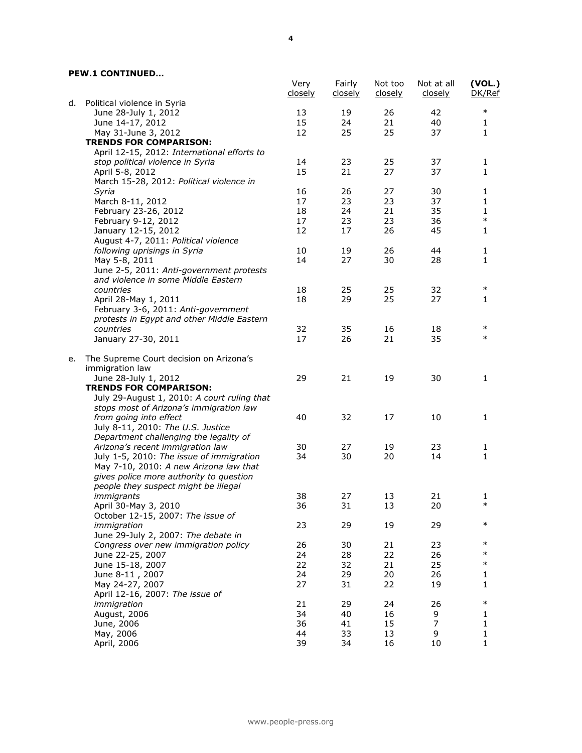**PEW.1 CONTINUED…**

| | Very closely | Fairly closely | Not too closely | Not at all closely | (VOL.) DK/Ref |
|---|---|---|---|---|---|
| d. Political violence in Syria | | | | | |
| June 28-July 1, 2012 | 13 | 19 | 26 | 42 | * |
| June 14-17, 2012 | 15 | 24 | 21 | 40 | 1 |
| May 31-June 3, 2012 | 12 | 25 | 25 | 37 | 1 |
| **TRENDS FOR COMPARISON:** | | | | | |
| April 12-15, 2012: *International efforts to stop political violence in Syria* | 14 | 23 | 25 | 37 | 1 |
| April 5-8, 2012 | 15 | 21 | 27 | 37 | 1 |
| March 15-28, 2012: *Political violence in Syria* | 16 | 26 | 27 | 30 | 1 |
| March 8-11, 2012 | 17 | 23 | 23 | 37 | 1 |
| February 23-26, 2012 | 18 | 24 | 21 | 35 | 1 |
| February 9-12, 2012 | 17 | 23 | 23 | 36 | * |
| January 12-15, 2012 | 12 | 17 | 26 | 45 | 1 |
| August 4-7, 2011: *Political violence following uprisings in Syria* | 10 | 19 | 26 | 44 | 1 |
| May 5-8, 2011 | 14 | 27 | 30 | 28 | 1 |
| June 2-5, 2011: *Anti-government protests and violence in some Middle Eastern countries* | 18 | 25 | 25 | 32 | * |
| April 28-May 1, 2011 | 18 | 29 | 25 | 27 | 1 |
| February 3-6, 2011: *Anti-government protests in Egypt and other Middle Eastern countries* | 32 | 35 | 16 | 18 | * |
| January 27-30, 2011 | 17 | 26 | 21 | 35 | * |
| e. The Supreme Court decision on Arizona's immigration law | | | | | |
| June 28-July 1, 2012 | 29 | 21 | 19 | 30 | 1 |
| **TRENDS FOR COMPARISON:** | | | | | |
| July 29-August 1, 2010: *A court ruling that stops most of Arizona's immigration law from going into effect* | 40 | 32 | 17 | 10 | 1 |
| July 8-11, 2010: *The U.S. Justice Department challenging the legality of Arizona's recent immigration law* | 30 | 27 | 19 | 23 | 1 |
| July 1-5, 2010: *The issue of immigration* | 34 | 30 | 20 | 14 | 1 |
| May 7-10, 2010: *A new Arizona law that gives police more authority to question people they suspect might be illegal immigrants* | 38 | 27 | 13 | 21 | 1 |
| April 30-May 3, 2010 | 36 | 31 | 13 | 20 | * |
| October 12-15, 2007: *The issue of immigration* | 23 | 29 | 19 | 29 | * |
| June 29-July 2, 2007: *The debate in Congress over new immigration policy* | 26 | 30 | 21 | 23 | * |
| June 22-25, 2007 | 24 | 28 | 22 | 26 | * |
| June 15-18, 2007 | 22 | 32 | 21 | 25 | * |
| June 8-11 , 2007 | 24 | 29 | 20 | 26 | 1 |
| May 24-27, 2007 | 27 | 31 | 22 | 19 | 1 |
| April 12-16, 2007: *The issue of immigration* | 21 | 29 | 24 | 26 | * |
| August, 2006 | 34 | 40 | 16 | 9 | 1 |
| June, 2006 | 36 | 41 | 15 | 7 | 1 |
| May, 2006 | 44 | 33 | 13 | 9 | 1 |
| April, 2006 | 39 | 34 | 16 | 10 | 1 |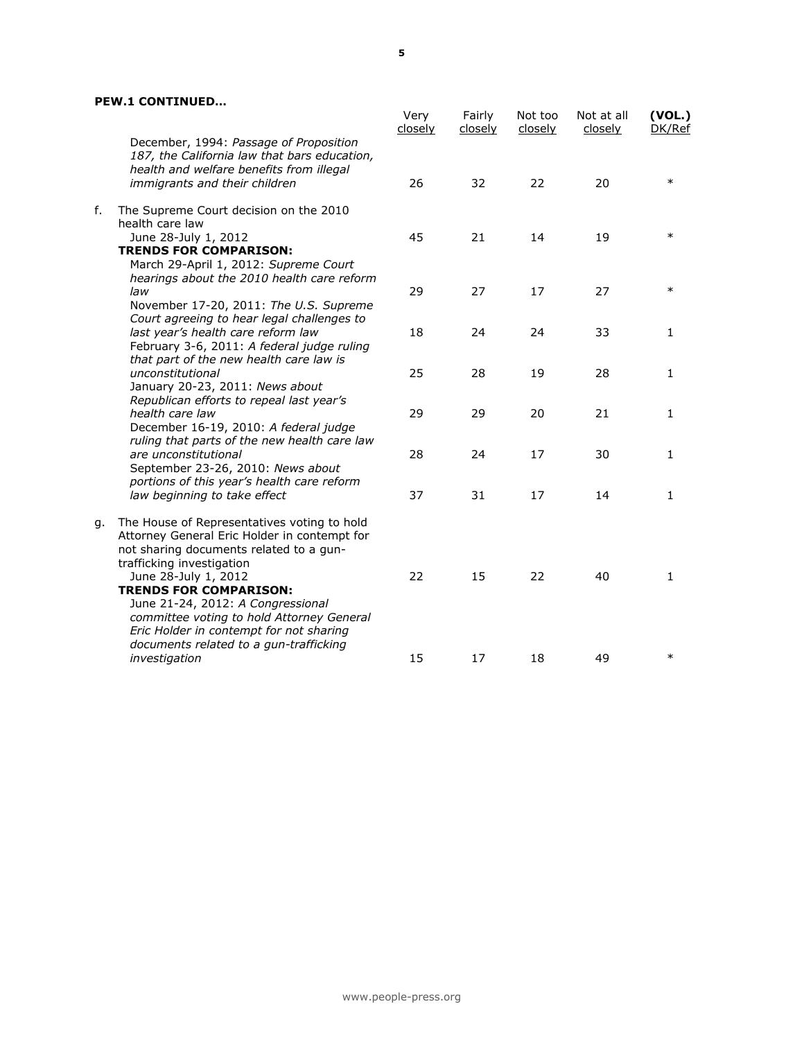**PEW.1 CONTINUED…**

| | Very closely | Fairly closely | Not too closely | Not at all closely | (VOL.) DK/Ref |
|---|---|---|---|---|---|
| December, 1994: *Passage of Proposition 187, the California law that bars education, health and welfare benefits from illegal immigrants and their children* | 26 | 32 | 22 | 20 | * |
| f. The Supreme Court decision on the 2010 health care law | | | | | |
| June 28-July 1, 2012 | 45 | 21 | 14 | 19 | * |
| **TRENDS FOR COMPARISON:** | | | | | |
| March 29-April 1, 2012: *Supreme Court hearings about the 2010 health care reform law* | 29 | 27 | 17 | 27 | * |
| November 17-20, 2011: *The U.S. Supreme Court agreeing to hear legal challenges to last year's health care reform law* | 18 | 24 | 24 | 33 | 1 |
| February 3-6, 2011: *A federal judge ruling that part of the new health care law is unconstitutional* | 25 | 28 | 19 | 28 | 1 |
| January 20-23, 2011: *News about Republican efforts to repeal last year's health care law* | 29 | 29 | 20 | 21 | 1 |
| December 16-19, 2010: *A federal judge ruling that parts of the new health care law are unconstitutional* | 28 | 24 | 17 | 30 | 1 |
| September 23-26, 2010: *News about portions of this year's health care reform law beginning to take effect* | 37 | 31 | 17 | 14 | 1 |
| g. The House of Representatives voting to hold Attorney General Eric Holder in contempt for not sharing documents related to a gun-trafficking investigation | | | | | |
| June 28-July 1, 2012 | 22 | 15 | 22 | 40 | 1 |
| **TRENDS FOR COMPARISON:** | | | | | |
| June 21-24, 2012: *A Congressional committee voting to hold Attorney General Eric Holder in contempt for not sharing documents related to a gun-trafficking investigation* | 15 | 17 | 18 | 49 | * |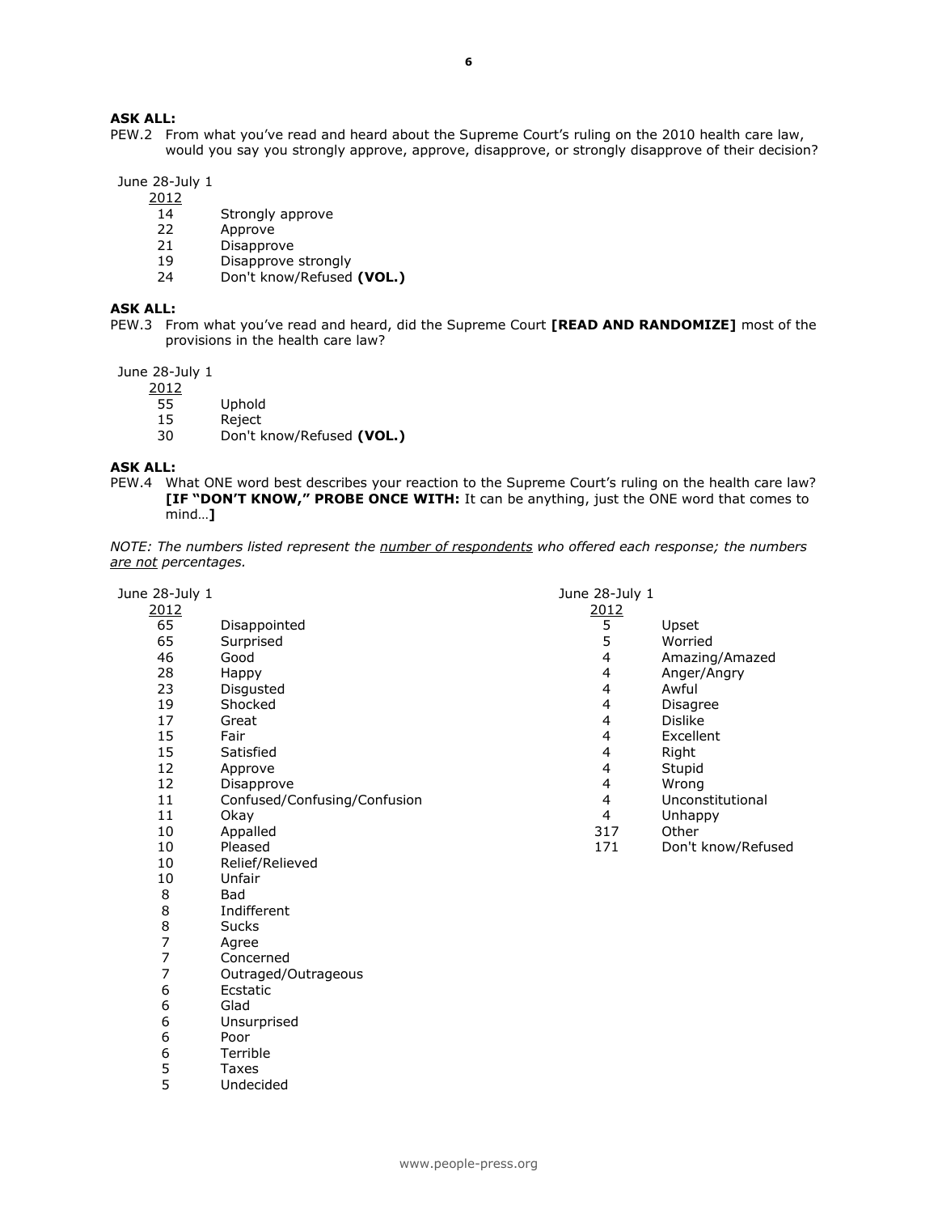**ASK ALL:**

PEW.2 From what you've read and heard about the Supreme Court's ruling on the 2010 health care law, would you say you strongly approve, approve, disapprove, or strongly disapprove of their decision?

| June 28-July 1 2012 | |
|---|---|
| 14 | Strongly approve |
| 22 | Approve |
| 21 | Disapprove |
| 19 | Disapprove strongly |
| 24 | Don't know/Refused **(VOL.)** |

**ASK ALL:**

PEW.3 From what you've read and heard, did the Supreme Court **[READ AND RANDOMIZE]** most of the provisions in the health care law?

| June 28-July 1 2012 | |
|---|---|
| 55 | Uphold |
| 15 | Reject |
| 30 | Don't know/Refused **(VOL.)** |

**ASK ALL:**

PEW.4 What ONE word best describes your reaction to the Supreme Court's ruling on the health care law? **[IF "DON'T KNOW," PROBE ONCE WITH:** It can be anything, just the ONE word that comes to mind…**]**

*NOTE: The numbers listed represent the number of respondents who offered each response; the numbers are not percentages.*

| June 28-July 1 2012 | |
|---|---|
| 65 | Disappointed |
| 65 | Surprised |
| 46 | Good |
| 28 | Happy |
| 23 | Disgusted |
| 19 | Shocked |
| 17 | Great |
| 15 | Fair |
| 15 | Satisfied |
| 12 | Approve |
| 12 | Disapprove |
| 11 | Confused/Confusing/Confusion |
| 11 | Okay |
| 10 | Appalled |
| 10 | Pleased |
| 10 | Relief/Relieved |
| 10 | Unfair |
| 8 | Bad |
| 8 | Indifferent |
| 8 | Sucks |
| 7 | Agree |
| 7 | Concerned |
| 7 | Outraged/Outrageous |
| 6 | Ecstatic |
| 6 | Glad |
| 6 | Unsurprised |
| 6 | Poor |
| 6 | Terrible |
| 5 | Taxes |
| 5 | Undecided |
| 5 | Upset |
| 5 | Worried |
| 4 | Amazing/Amazed |
| 4 | Anger/Angry |
| 4 | Awful |
| 4 | Disagree |
| 4 | Dislike |
| 4 | Excellent |
| 4 | Right |
| 4 | Stupid |
| 4 | Wrong |
| 4 | Unconstitutional |
| 4 | Unhappy |
| 317 | Other |
| 171 | Don't know/Refused |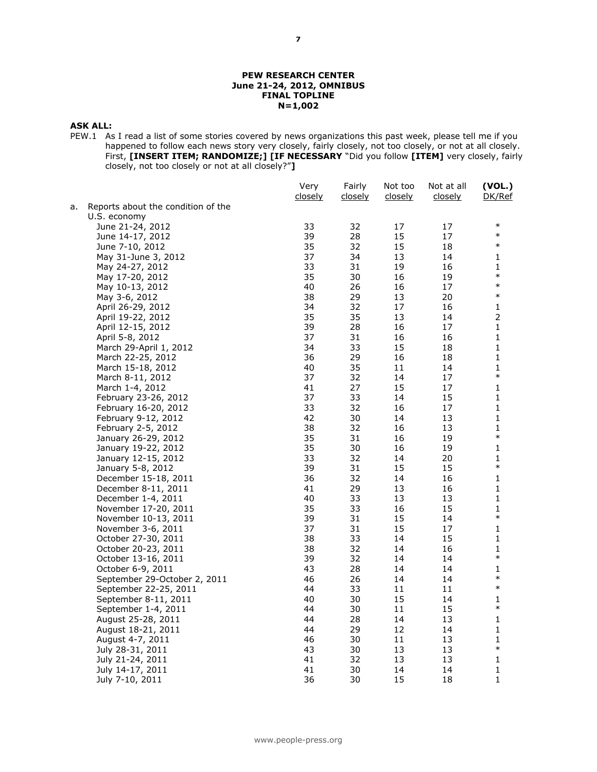**PEW RESEARCH CENTER**
**June 21-24, 2012, OMNIBUS**
**FINAL TOPLINE**
**N=1,002**

**ASK ALL:**

PEW.1 As I read a list of some stories covered by news organizations this past week, please tell me if you happened to follow each news story very closely, fairly closely, not too closely, or not at all closely. First, **[INSERT ITEM; RANDOMIZE;] [IF NECESSARY** "Did you follow **[ITEM]** very closely, fairly closely, not too closely or not at all closely?"**]**

| | Very closely | Fairly closely | Not too closely | Not at all closely | (VOL.) DK/Ref |
|---|---|---|---|---|---|
| a. Reports about the condition of the U.S. economy | | | | | |
| June 21-24, 2012 | 33 | 32 | 17 | 17 | * |
| June 14-17, 2012 | 39 | 28 | 15 | 17 | * |
| June 7-10, 2012 | 35 | 32 | 15 | 18 | * |
| May 31-June 3, 2012 | 37 | 34 | 13 | 14 | 1 |
| May 24-27, 2012 | 33 | 31 | 19 | 16 | 1 |
| May 17-20, 2012 | 35 | 30 | 16 | 19 | * |
| May 10-13, 2012 | 40 | 26 | 16 | 17 | * |
| May 3-6, 2012 | 38 | 29 | 13 | 20 | * |
| April 26-29, 2012 | 34 | 32 | 17 | 16 | 1 |
| April 19-22, 2012 | 35 | 35 | 13 | 14 | 2 |
| April 12-15, 2012 | 39 | 28 | 16 | 17 | 1 |
| April 5-8, 2012 | 37 | 31 | 16 | 16 | 1 |
| March 29-April 1, 2012 | 34 | 33 | 15 | 18 | 1 |
| March 22-25, 2012 | 36 | 29 | 16 | 18 | 1 |
| March 15-18, 2012 | 40 | 35 | 11 | 14 | 1 |
| March 8-11, 2012 | 37 | 32 | 14 | 17 | * |
| March 1-4, 2012 | 41 | 27 | 15 | 17 | 1 |
| February 23-26, 2012 | 37 | 33 | 14 | 15 | 1 |
| February 16-20, 2012 | 33 | 32 | 16 | 17 | 1 |
| February 9-12, 2012 | 42 | 30 | 14 | 13 | 1 |
| February 2-5, 2012 | 38 | 32 | 16 | 13 | 1 |
| January 26-29, 2012 | 35 | 31 | 16 | 19 | * |
| January 19-22, 2012 | 35 | 30 | 16 | 19 | 1 |
| January 12-15, 2012 | 33 | 32 | 14 | 20 | 1 |
| January 5-8, 2012 | 39 | 31 | 15 | 15 | * |
| December 15-18, 2011 | 36 | 32 | 14 | 16 | 1 |
| December 8-11, 2011 | 41 | 29 | 13 | 16 | 1 |
| December 1-4, 2011 | 40 | 33 | 13 | 13 | 1 |
| November 17-20, 2011 | 35 | 33 | 16 | 15 | 1 |
| November 10-13, 2011 | 39 | 31 | 15 | 14 | * |
| November 3-6, 2011 | 37 | 31 | 15 | 17 | 1 |
| October 27-30, 2011 | 38 | 33 | 14 | 15 | 1 |
| October 20-23, 2011 | 38 | 32 | 14 | 16 | 1 |
| October 13-16, 2011 | 39 | 32 | 14 | 14 | * |
| October 6-9, 2011 | 43 | 28 | 14 | 14 | 1 |
| September 29-October 2, 2011 | 46 | 26 | 14 | 14 | * |
| September 22-25, 2011 | 44 | 33 | 11 | 11 | * |
| September 8-11, 2011 | 40 | 30 | 15 | 14 | 1 |
| September 1-4, 2011 | 44 | 30 | 11 | 15 | * |
| August 25-28, 2011 | 44 | 28 | 14 | 13 | 1 |
| August 18-21, 2011 | 44 | 29 | 12 | 14 | 1 |
| August 4-7, 2011 | 46 | 30 | 11 | 13 | 1 |
| July 28-31, 2011 | 43 | 30 | 13 | 13 | * |
| July 21-24, 2011 | 41 | 32 | 13 | 13 | 1 |
| July 14-17, 2011 | 41 | 30 | 14 | 14 | 1 |
| July 7-10, 2011 | 36 | 30 | 15 | 18 | 1 |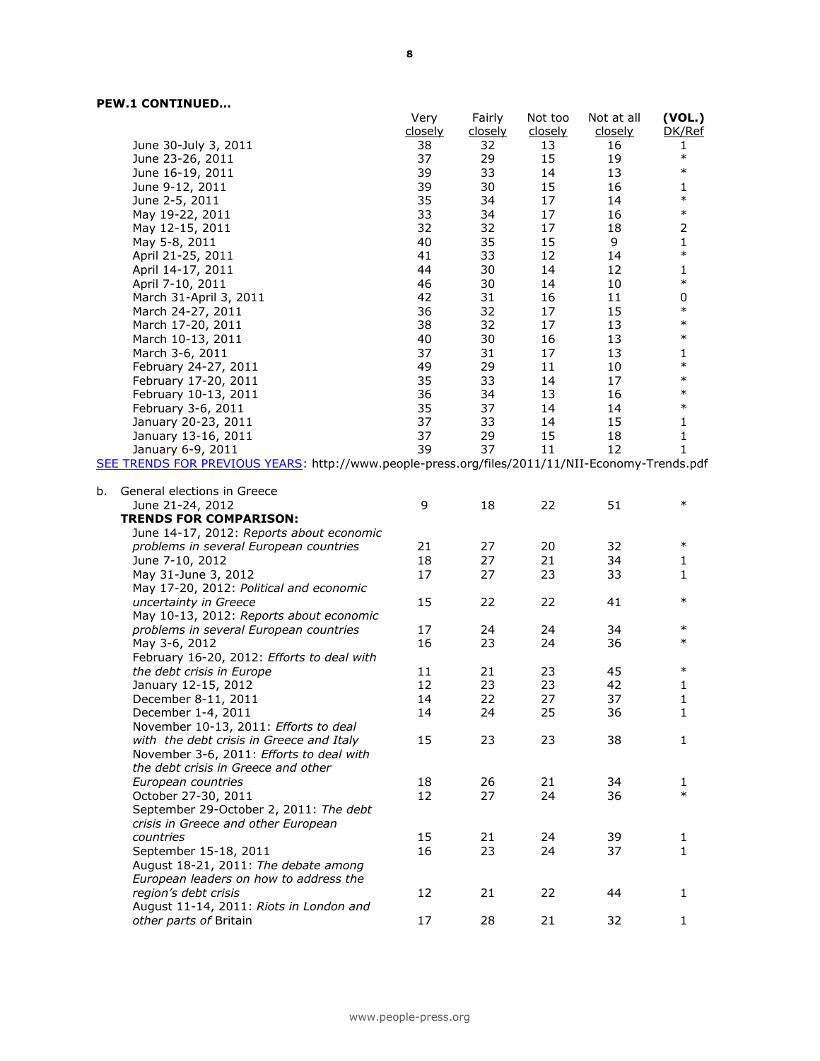**PEW.1 CONTINUED…**

| | Very closely | Fairly closely | Not too closely | Not at all closely | (VOL.) DK/Ref |
|---|---|---|---|---|---|
| June 30-July 3, 2011 | 38 | 32 | 13 | 16 | 1 |
| June 23-26, 2011 | 37 | 29 | 15 | 19 | * |
| June 16-19, 2011 | 39 | 33 | 14 | 13 | * |
| June 9-12, 2011 | 39 | 30 | 15 | 16 | 1 |
| June 2-5, 2011 | 35 | 34 | 17 | 14 | * |
| May 19-22, 2011 | 33 | 34 | 17 | 16 | * |
| May 12-15, 2011 | 32 | 32 | 17 | 18 | 2 |
| May 5-8, 2011 | 40 | 35 | 15 | 9 | 1 |
| April 21-25, 2011 | 41 | 33 | 12 | 14 | * |
| April 14-17, 2011 | 44 | 30 | 14 | 12 | 1 |
| April 7-10, 2011 | 46 | 30 | 14 | 10 | * |
| March 31-April 3, 2011 | 42 | 31 | 16 | 11 | 0 |
| March 24-27, 2011 | 36 | 32 | 17 | 15 | * |
| March 17-20, 2011 | 38 | 32 | 17 | 13 | * |
| March 10-13, 2011 | 40 | 30 | 16 | 13 | * |
| March 3-6, 2011 | 37 | 31 | 17 | 13 | 1 |
| February 24-27, 2011 | 49 | 29 | 11 | 10 | * |
| February 17-20, 2011 | 35 | 33 | 14 | 17 | * |
| February 10-13, 2011 | 36 | 34 | 13 | 16 | * |
| February 3-6, 2011 | 35 | 37 | 14 | 14 | * |
| January 20-23, 2011 | 37 | 33 | 14 | 15 | 1 |
| January 13-16, 2011 | 37 | 29 | 15 | 18 | 1 |
| January 6-9, 2011 | 39 | 37 | 11 | 12 | 1 |

SEE TRENDS FOR PREVIOUS YEARS: http://www.people-press.org/files/2011/11/NII-Economy-Trends.pdf

| | Very closely | Fairly closely | Not too closely | Not at all closely | (VOL.) DK/Ref |
|---|---|---|---|---|---|
| b. General elections in Greece | | | | | |
| June 21-24, 2012 | 9 | 18 | 22 | 51 | * |
| **TRENDS FOR COMPARISON:** | | | | | |
| June 14-17, 2012: *Reports about economic problems in several European countries* | 21 | 27 | 20 | 32 | * |
| June 7-10, 2012 | 18 | 27 | 21 | 34 | 1 |
| May 31-June 3, 2012 | 17 | 27 | 23 | 33 | 1 |
| May 17-20, 2012: *Political and economic uncertainty in Greece* | 15 | 22 | 22 | 41 | * |
| May 10-13, 2012: *Reports about economic problems in several European countries* | 17 | 24 | 24 | 34 | * |
| May 3-6, 2012 | 16 | 23 | 24 | 36 | * |
| February 16-20, 2012: *Efforts to deal with the debt crisis in Europe* | 11 | 21 | 23 | 45 | * |
| January 12-15, 2012 | 12 | 23 | 23 | 42 | 1 |
| December 8-11, 2011 | 14 | 22 | 27 | 37 | 1 |
| December 1-4, 2011 | 14 | 24 | 25 | 36 | 1 |
| November 10-13, 2011: *Efforts to deal with the debt crisis in Greece and Italy* | 15 | 23 | 23 | 38 | 1 |
| November 3-6, 2011: *Efforts to deal with the debt crisis in Greece and other European countries* | 18 | 26 | 21 | 34 | 1 |
| October 27-30, 2011 | 12 | 27 | 24 | 36 | * |
| September 29-October 2, 2011: *The debt crisis in Greece and other European countries* | 15 | 21 | 24 | 39 | 1 |
| September 15-18, 2011 | 16 | 23 | 24 | 37 | 1 |
| August 18-21, 2011: *The debate among European leaders on how to address the region's debt crisis* | 12 | 21 | 22 | 44 | 1 |
| August 11-14, 2011: *Riots in London and other parts of* Britain | 17 | 28 | 21 | 32 | 1 |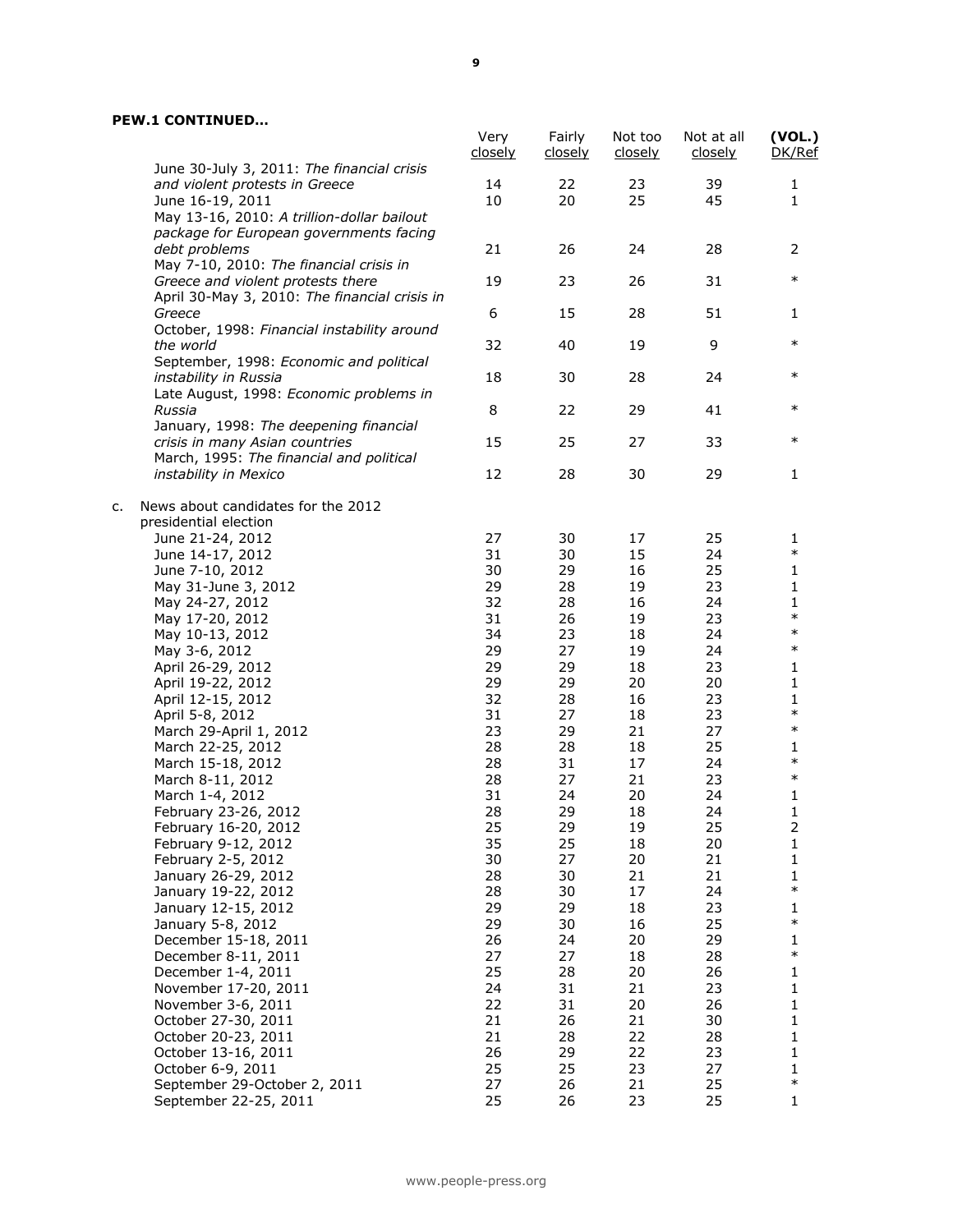**PEW.1 CONTINUED…**

| | Very closely | Fairly closely | Not too closely | Not at all closely | (VOL.) DK/Ref |
|---|---|---|---|---|---|
| June 30-July 3, 2011: *The financial crisis and violent protests in Greece* | 14 | 22 | 23 | 39 | 1 |
| June 16-19, 2011 | 10 | 20 | 25 | 45 | 1 |
| May 13-16, 2010: *A trillion-dollar bailout package for European governments facing debt problems* | 21 | 26 | 24 | 28 | 2 |
| May 7-10, 2010: *The financial crisis in Greece and violent protests there* | 19 | 23 | 26 | 31 | * |
| April 30-May 3, 2010: *The financial crisis in Greece* | 6 | 15 | 28 | 51 | 1 |
| October, 1998: *Financial instability around the world* | 32 | 40 | 19 | 9 | * |
| September, 1998: *Economic and political instability in Russia* | 18 | 30 | 28 | 24 | * |
| Late August, 1998: *Economic problems in Russia* | 8 | 22 | 29 | 41 | * |
| January, 1998: *The deepening financial crisis in many Asian countries* | 15 | 25 | 27 | 33 | * |
| March, 1995: *The financial and political instability in Mexico* | 12 | 28 | 30 | 29 | 1 |
| c. News about candidates for the 2012 presidential election | | | | | |
| June 21-24, 2012 | 27 | 30 | 17 | 25 | 1 |
| June 14-17, 2012 | 31 | 30 | 15 | 24 | * |
| June 7-10, 2012 | 30 | 29 | 16 | 25 | 1 |
| May 31-June 3, 2012 | 29 | 28 | 19 | 23 | 1 |
| May 24-27, 2012 | 32 | 28 | 16 | 24 | 1 |
| May 17-20, 2012 | 31 | 26 | 19 | 23 | * |
| May 10-13, 2012 | 34 | 23 | 18 | 24 | * |
| May 3-6, 2012 | 29 | 27 | 19 | 24 | * |
| April 26-29, 2012 | 29 | 29 | 18 | 23 | 1 |
| April 19-22, 2012 | 29 | 29 | 20 | 20 | 1 |
| April 12-15, 2012 | 32 | 28 | 16 | 23 | 1 |
| April 5-8, 2012 | 31 | 27 | 18 | 23 | * |
| March 29-April 1, 2012 | 23 | 29 | 21 | 27 | * |
| March 22-25, 2012 | 28 | 28 | 18 | 25 | 1 |
| March 15-18, 2012 | 28 | 31 | 17 | 24 | * |
| March 8-11, 2012 | 28 | 27 | 21 | 23 | * |
| March 1-4, 2012 | 31 | 24 | 20 | 24 | 1 |
| February 23-26, 2012 | 28 | 29 | 18 | 24 | 1 |
| February 16-20, 2012 | 25 | 29 | 19 | 25 | 2 |
| February 9-12, 2012 | 35 | 25 | 18 | 20 | 1 |
| February 2-5, 2012 | 30 | 27 | 20 | 21 | 1 |
| January 26-29, 2012 | 28 | 30 | 21 | 21 | 1 |
| January 19-22, 2012 | 28 | 30 | 17 | 24 | * |
| January 12-15, 2012 | 29 | 29 | 18 | 23 | 1 |
| January 5-8, 2012 | 29 | 30 | 16 | 25 | * |
| December 15-18, 2011 | 26 | 24 | 20 | 29 | 1 |
| December 8-11, 2011 | 27 | 27 | 18 | 28 | * |
| December 1-4, 2011 | 25 | 28 | 20 | 26 | 1 |
| November 17-20, 2011 | 24 | 31 | 21 | 23 | 1 |
| November 3-6, 2011 | 22 | 31 | 20 | 26 | 1 |
| October 27-30, 2011 | 21 | 26 | 21 | 30 | 1 |
| October 20-23, 2011 | 21 | 28 | 22 | 28 | 1 |
| October 13-16, 2011 | 26 | 29 | 22 | 23 | 1 |
| October 6-9, 2011 | 25 | 25 | 23 | 27 | 1 |
| September 29-October 2, 2011 | 27 | 26 | 21 | 25 | * |
| September 22-25, 2011 | 25 | 26 | 23 | 25 | 1 |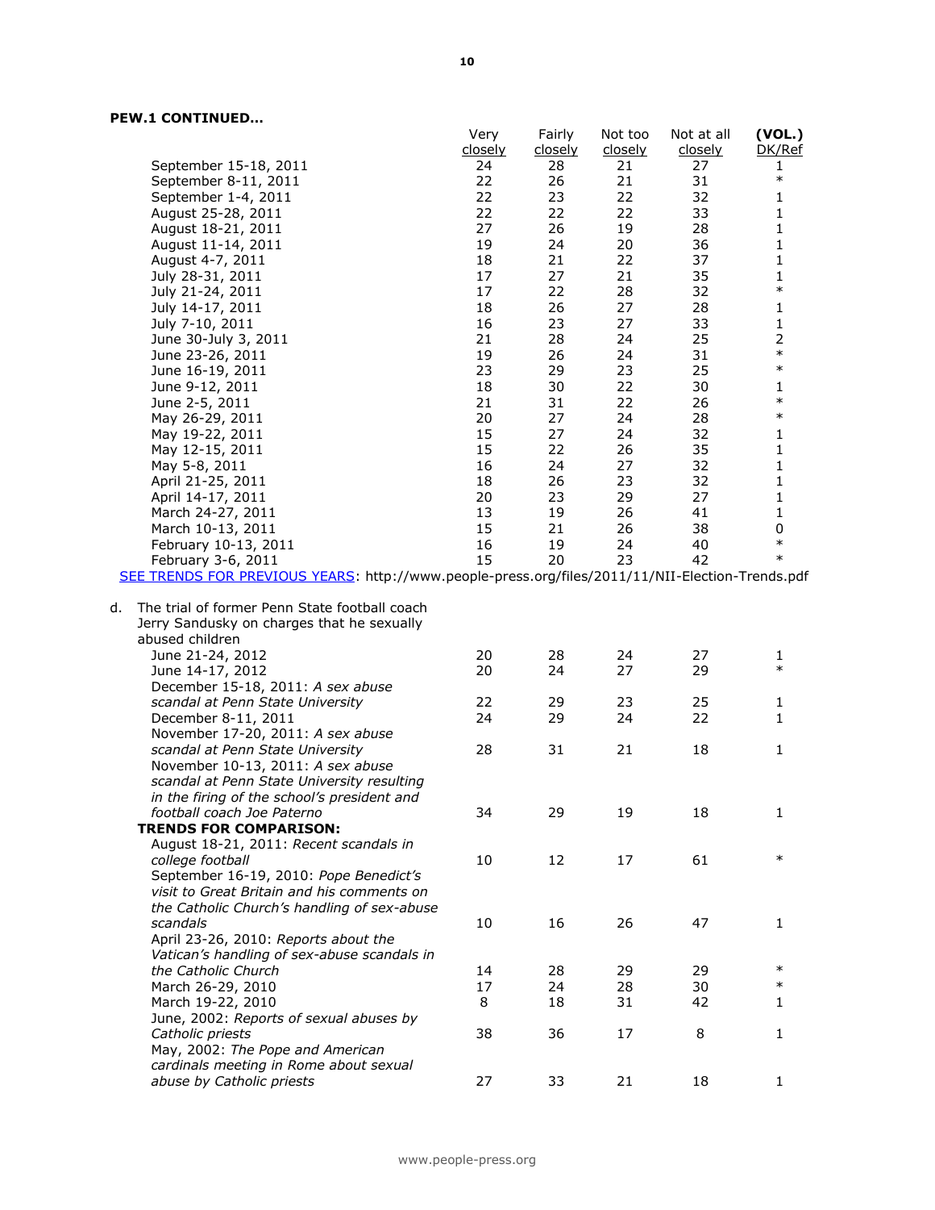**PEW.1 CONTINUED…**

| | Very closely | Fairly closely | Not too closely | Not at all closely | (VOL.) DK/Ref |
|---|---|---|---|---|---|
| September 15-18, 2011 | 24 | 28 | 21 | 27 | 1 |
| September 8-11, 2011 | 22 | 26 | 21 | 31 | * |
| September 1-4, 2011 | 22 | 23 | 22 | 32 | 1 |
| August 25-28, 2011 | 22 | 22 | 22 | 33 | 1 |
| August 18-21, 2011 | 27 | 26 | 19 | 28 | 1 |
| August 11-14, 2011 | 19 | 24 | 20 | 36 | 1 |
| August 4-7, 2011 | 18 | 21 | 22 | 37 | 1 |
| July 28-31, 2011 | 17 | 27 | 21 | 35 | 1 |
| July 21-24, 2011 | 17 | 22 | 28 | 32 | * |
| July 14-17, 2011 | 18 | 26 | 27 | 28 | 1 |
| July 7-10, 2011 | 16 | 23 | 27 | 33 | 1 |
| June 30-July 3, 2011 | 21 | 28 | 24 | 25 | 2 |
| June 23-26, 2011 | 19 | 26 | 24 | 31 | * |
| June 16-19, 2011 | 23 | 29 | 23 | 25 | * |
| June 9-12, 2011 | 18 | 30 | 22 | 30 | 1 |
| June 2-5, 2011 | 21 | 31 | 22 | 26 | * |
| May 26-29, 2011 | 20 | 27 | 24 | 28 | * |
| May 19-22, 2011 | 15 | 27 | 24 | 32 | 1 |
| May 12-15, 2011 | 15 | 22 | 26 | 35 | 1 |
| May 5-8, 2011 | 16 | 24 | 27 | 32 | 1 |
| April 21-25, 2011 | 18 | 26 | 23 | 32 | 1 |
| April 14-17, 2011 | 20 | 23 | 29 | 27 | 1 |
| March 24-27, 2011 | 13 | 19 | 26 | 41 | 1 |
| March 10-13, 2011 | 15 | 21 | 26 | 38 | 0 |
| February 10-13, 2011 | 16 | 19 | 24 | 40 | * |
| February 3-6, 2011 | 15 | 20 | 23 | 42 | * |

SEE TRENDS FOR PREVIOUS YEARS: http://www.people-press.org/files/2011/11/NII-Election-Trends.pdf

d. The trial of former Penn State football coach Jerry Sandusky on charges that he sexually abused children

| | Very closely | Fairly closely | Not too closely | Not at all closely | (VOL.) DK/Ref |
|---|---|---|---|---|---|
| June 21-24, 2012 | 20 | 28 | 24 | 27 | 1 |
| June 14-17, 2012 | 20 | 24 | 27 | 29 | * |
| December 15-18, 2011: *A sex abuse scandal at Penn State University* | 22 | 29 | 23 | 25 | 1 |
| December 8-11, 2011 | 24 | 29 | 24 | 22 | 1 |
| November 17-20, 2011: *A sex abuse scandal at Penn State University* | 28 | 31 | 21 | 18 | 1 |
| November 10-13, 2011: *A sex abuse scandal at Penn State University resulting in the firing of the school's president and football coach Joe Paterno* | 34 | 29 | 19 | 18 | 1 |
| **TRENDS FOR COMPARISON:** | | | | | |
| August 18-21, 2011: *Recent scandals in college football* | 10 | 12 | 17 | 61 | * |
| September 16-19, 2010: *Pope Benedict's visit to Great Britain and his comments on the Catholic Church's handling of sex-abuse scandals* | 10 | 16 | 26 | 47 | 1 |
| April 23-26, 2010: *Reports about the Vatican's handling of sex-abuse scandals in the Catholic Church* | 14 | 28 | 29 | 29 | * |
| March 26-29, 2010 | 17 | 24 | 28 | 30 | * |
| March 19-22, 2010 | 8 | 18 | 31 | 42 | 1 |
| June, 2002: *Reports of sexual abuses by Catholic priests* | 38 | 36 | 17 | 8 | 1 |
| May, 2002: *The Pope and American cardinals meeting in Rome about sexual abuse by Catholic priests* | 27 | 33 | 21 | 18 | 1 |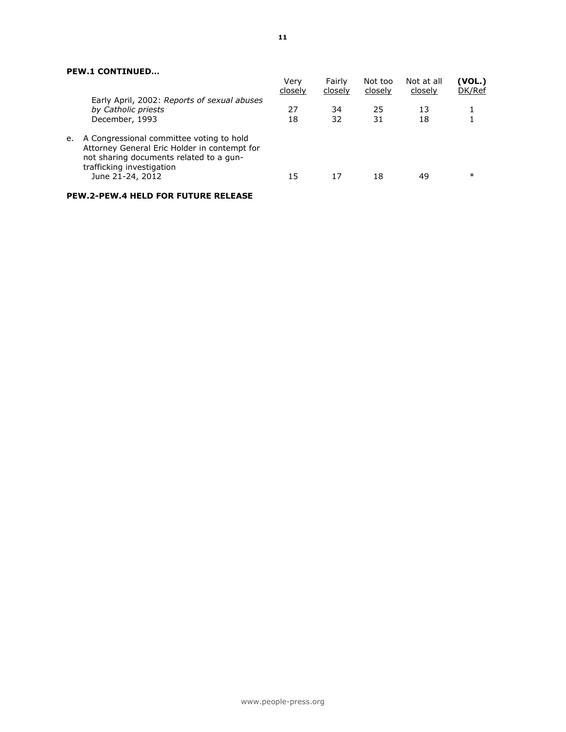**PEW.1 CONTINUED…**

| | Very closely | Fairly closely | Not too closely | Not at all closely | (VOL.) DK/Ref |
|---|---|---|---|---|---|
| Early April, 2002: *Reports of sexual abuses by Catholic priests* | 27 | 34 | 25 | 13 | 1 |
| December, 1993 | 18 | 32 | 31 | 18 | 1 |
| e. A Congressional committee voting to hold Attorney General Eric Holder in contempt for not sharing documents related to a gun-trafficking investigation | | | | | |
| June 21-24, 2012 | 15 | 17 | 18 | 49 | * |

**PEW.2-PEW.4 HELD FOR FUTURE RELEASE**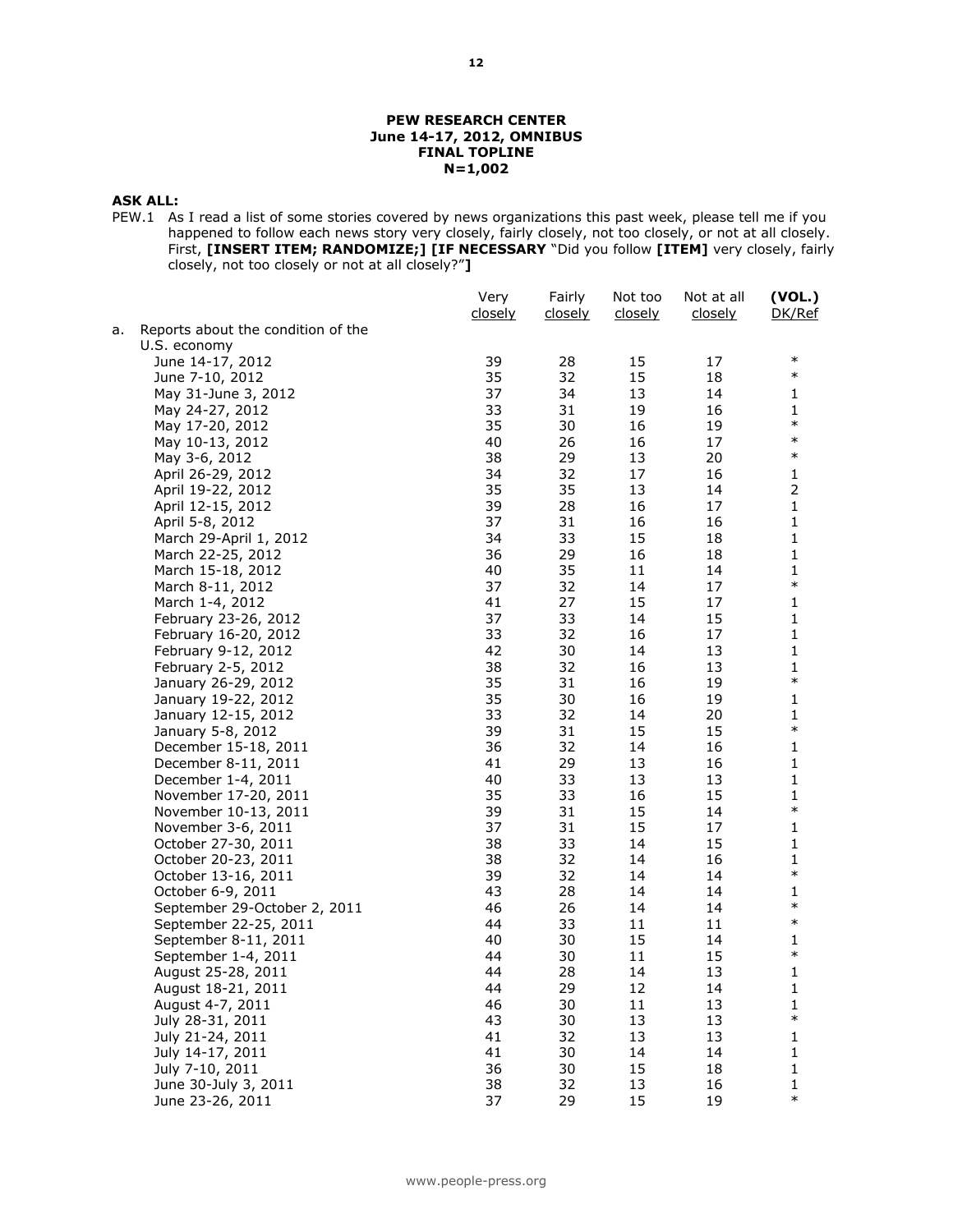**PEW RESEARCH CENTER**
**June 14-17, 2012, OMNIBUS**
**FINAL TOPLINE**
**N=1,002**

**ASK ALL:**

PEW.1 As I read a list of some stories covered by news organizations this past week, please tell me if you happened to follow each news story very closely, fairly closely, not too closely, or not at all closely. First, **[INSERT ITEM; RANDOMIZE;] [IF NECESSARY** "Did you follow **[ITEM]** very closely, fairly closely, not too closely or not at all closely?"**]**

| | Very closely | Fairly closely | Not too closely | Not at all closely | **(VOL.)** DK/Ref |
|---|---|---|---|---|---|
| a. Reports about the condition of the U.S. economy | | | | | |
| June 14-17, 2012 | 39 | 28 | 15 | 17 | * |
| June 7-10, 2012 | 35 | 32 | 15 | 18 | * |
| May 31-June 3, 2012 | 37 | 34 | 13 | 14 | 1 |
| May 24-27, 2012 | 33 | 31 | 19 | 16 | 1 |
| May 17-20, 2012 | 35 | 30 | 16 | 19 | * |
| May 10-13, 2012 | 40 | 26 | 16 | 17 | * |
| May 3-6, 2012 | 38 | 29 | 13 | 20 | * |
| April 26-29, 2012 | 34 | 32 | 17 | 16 | 1 |
| April 19-22, 2012 | 35 | 35 | 13 | 14 | 2 |
| April 12-15, 2012 | 39 | 28 | 16 | 17 | 1 |
| April 5-8, 2012 | 37 | 31 | 16 | 16 | 1 |
| March 29-April 1, 2012 | 34 | 33 | 15 | 18 | 1 |
| March 22-25, 2012 | 36 | 29 | 16 | 18 | 1 |
| March 15-18, 2012 | 40 | 35 | 11 | 14 | 1 |
| March 8-11, 2012 | 37 | 32 | 14 | 17 | * |
| March 1-4, 2012 | 41 | 27 | 15 | 17 | 1 |
| February 23-26, 2012 | 37 | 33 | 14 | 15 | 1 |
| February 16-20, 2012 | 33 | 32 | 16 | 17 | 1 |
| February 9-12, 2012 | 42 | 30 | 14 | 13 | 1 |
| February 2-5, 2012 | 38 | 32 | 16 | 13 | 1 |
| January 26-29, 2012 | 35 | 31 | 16 | 19 | * |
| January 19-22, 2012 | 35 | 30 | 16 | 19 | 1 |
| January 12-15, 2012 | 33 | 32 | 14 | 20 | 1 |
| January 5-8, 2012 | 39 | 31 | 15 | 15 | * |
| December 15-18, 2011 | 36 | 32 | 14 | 16 | 1 |
| December 8-11, 2011 | 41 | 29 | 13 | 16 | 1 |
| December 1-4, 2011 | 40 | 33 | 13 | 13 | 1 |
| November 17-20, 2011 | 35 | 33 | 16 | 15 | 1 |
| November 10-13, 2011 | 39 | 31 | 15 | 14 | * |
| November 3-6, 2011 | 37 | 31 | 15 | 17 | 1 |
| October 27-30, 2011 | 38 | 33 | 14 | 15 | 1 |
| October 20-23, 2011 | 38 | 32 | 14 | 16 | 1 |
| October 13-16, 2011 | 39 | 32 | 14 | 14 | * |
| October 6-9, 2011 | 43 | 28 | 14 | 14 | 1 |
| September 29-October 2, 2011 | 46 | 26 | 14 | 14 | * |
| September 22-25, 2011 | 44 | 33 | 11 | 11 | * |
| September 8-11, 2011 | 40 | 30 | 15 | 14 | 1 |
| September 1-4, 2011 | 44 | 30 | 11 | 15 | * |
| August 25-28, 2011 | 44 | 28 | 14 | 13 | 1 |
| August 18-21, 2011 | 44 | 29 | 12 | 14 | 1 |
| August 4-7, 2011 | 46 | 30 | 11 | 13 | 1 |
| July 28-31, 2011 | 43 | 30 | 13 | 13 | * |
| July 21-24, 2011 | 41 | 32 | 13 | 13 | 1 |
| July 14-17, 2011 | 41 | 30 | 14 | 14 | 1 |
| July 7-10, 2011 | 36 | 30 | 15 | 18 | 1 |
| June 30-July 3, 2011 | 38 | 32 | 13 | 16 | 1 |
| June 23-26, 2011 | 37 | 29 | 15 | 19 | * |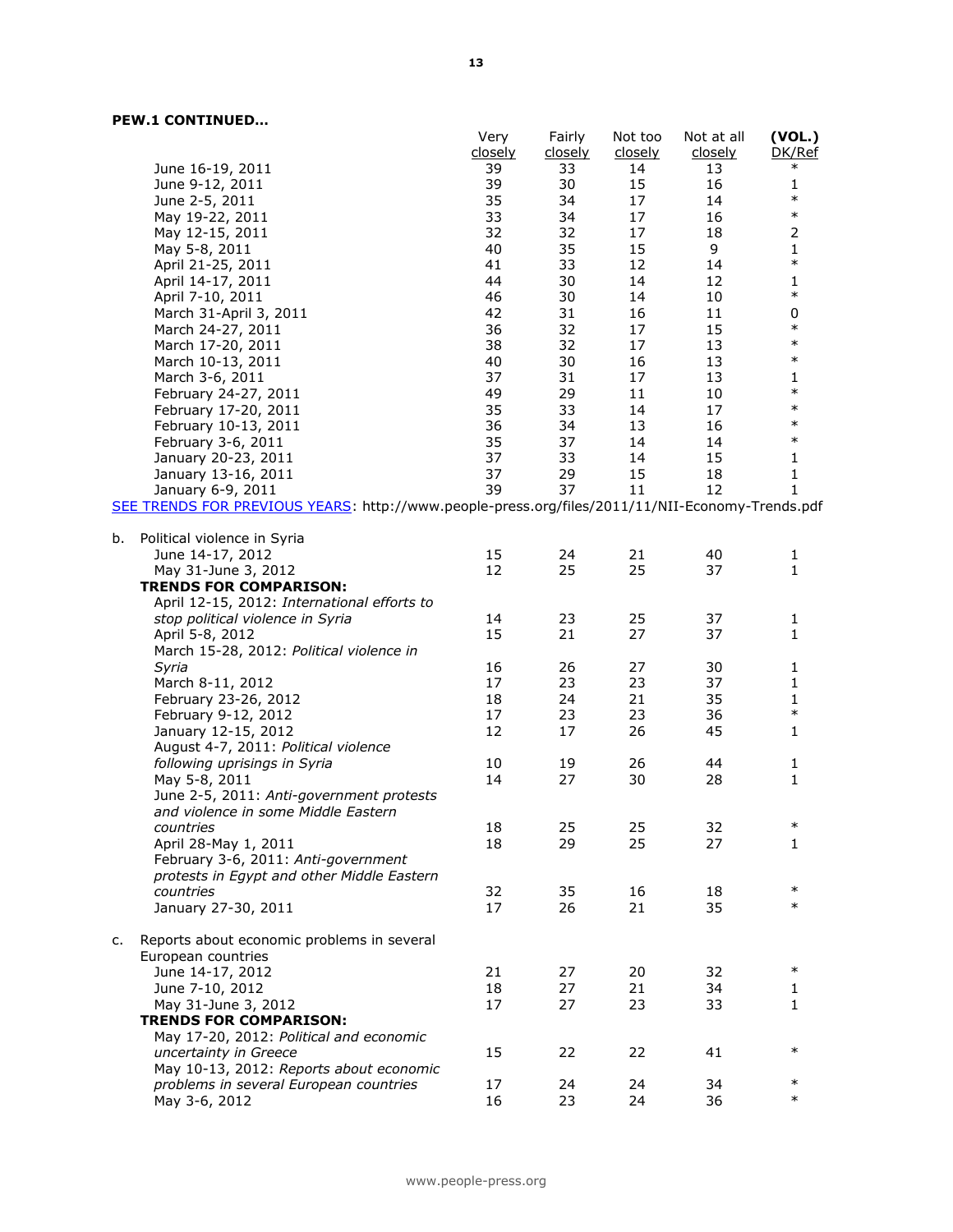**PEW.1 CONTINUED…**

| | Very closely | Fairly closely | Not too closely | Not at all closely | (VOL.) DK/Ref |
|---|---|---|---|---|---|
| June 16-19, 2011 | 39 | 33 | 14 | 13 | * |
| June 9-12, 2011 | 39 | 30 | 15 | 16 | 1 |
| June 2-5, 2011 | 35 | 34 | 17 | 14 | * |
| May 19-22, 2011 | 33 | 34 | 17 | 16 | * |
| May 12-15, 2011 | 32 | 32 | 17 | 18 | 2 |
| May 5-8, 2011 | 40 | 35 | 15 | 9 | 1 |
| April 21-25, 2011 | 41 | 33 | 12 | 14 | * |
| April 14-17, 2011 | 44 | 30 | 14 | 12 | 1 |
| April 7-10, 2011 | 46 | 30 | 14 | 10 | * |
| March 31-April 3, 2011 | 42 | 31 | 16 | 11 | 0 |
| March 24-27, 2011 | 36 | 32 | 17 | 15 | * |
| March 17-20, 2011 | 38 | 32 | 17 | 13 | * |
| March 10-13, 2011 | 40 | 30 | 16 | 13 | * |
| March 3-6, 2011 | 37 | 31 | 17 | 13 | 1 |
| February 24-27, 2011 | 49 | 29 | 11 | 10 | * |
| February 17-20, 2011 | 35 | 33 | 14 | 17 | * |
| February 10-13, 2011 | 36 | 34 | 13 | 16 | * |
| February 3-6, 2011 | 35 | 37 | 14 | 14 | * |
| January 20-23, 2011 | 37 | 33 | 14 | 15 | 1 |
| January 13-16, 2011 | 37 | 29 | 15 | 18 | 1 |
| January 6-9, 2011 | 39 | 37 | 11 | 12 | 1 |

SEE TRENDS FOR PREVIOUS YEARS: http://www.people-press.org/files/2011/11/NII-Economy-Trends.pdf

| | Very closely | Fairly closely | Not too closely | Not at all closely | (VOL.) DK/Ref |
|---|---|---|---|---|---|
| b. Political violence in Syria | | | | | |
| June 14-17, 2012 | 15 | 24 | 21 | 40 | 1 |
| May 31-June 3, 2012 | 12 | 25 | 25 | 37 | 1 |
| **TRENDS FOR COMPARISON:** | | | | | |
| April 12-15, 2012: *International efforts to stop political violence in Syria* | 14 | 23 | 25 | 37 | 1 |
| April 5-8, 2012 | 15 | 21 | 27 | 37 | 1 |
| March 15-28, 2012: *Political violence in Syria* | 16 | 26 | 27 | 30 | 1 |
| March 8-11, 2012 | 17 | 23 | 23 | 37 | 1 |
| February 23-26, 2012 | 18 | 24 | 21 | 35 | 1 |
| February 9-12, 2012 | 17 | 23 | 23 | 36 | * |
| January 12-15, 2012 | 12 | 17 | 26 | 45 | 1 |
| August 4-7, 2011: *Political violence following uprisings in Syria* | 10 | 19 | 26 | 44 | 1 |
| May 5-8, 2011 | 14 | 27 | 30 | 28 | 1 |
| June 2-5, 2011: *Anti-government protests and violence in some Middle Eastern countries* | 18 | 25 | 25 | 32 | * |
| April 28-May 1, 2011 | 18 | 29 | 25 | 27 | 1 |
| February 3-6, 2011: *Anti-government protests in Egypt and other Middle Eastern countries* | 32 | 35 | 16 | 18 | * |
| January 27-30, 2011 | 17 | 26 | 21 | 35 | * |
| c. Reports about economic problems in several European countries | | | | | |
| June 14-17, 2012 | 21 | 27 | 20 | 32 | * |
| June 7-10, 2012 | 18 | 27 | 21 | 34 | 1 |
| May 31-June 3, 2012 | 17 | 27 | 23 | 33 | 1 |
| **TRENDS FOR COMPARISON:** | | | | | |
| May 17-20, 2012: *Political and economic uncertainty in Greece* | 15 | 22 | 22 | 41 | * |
| May 10-13, 2012: *Reports about economic problems in several European countries* | 17 | 24 | 24 | 34 | * |
| May 3-6, 2012 | 16 | 23 | 24 | 36 | * |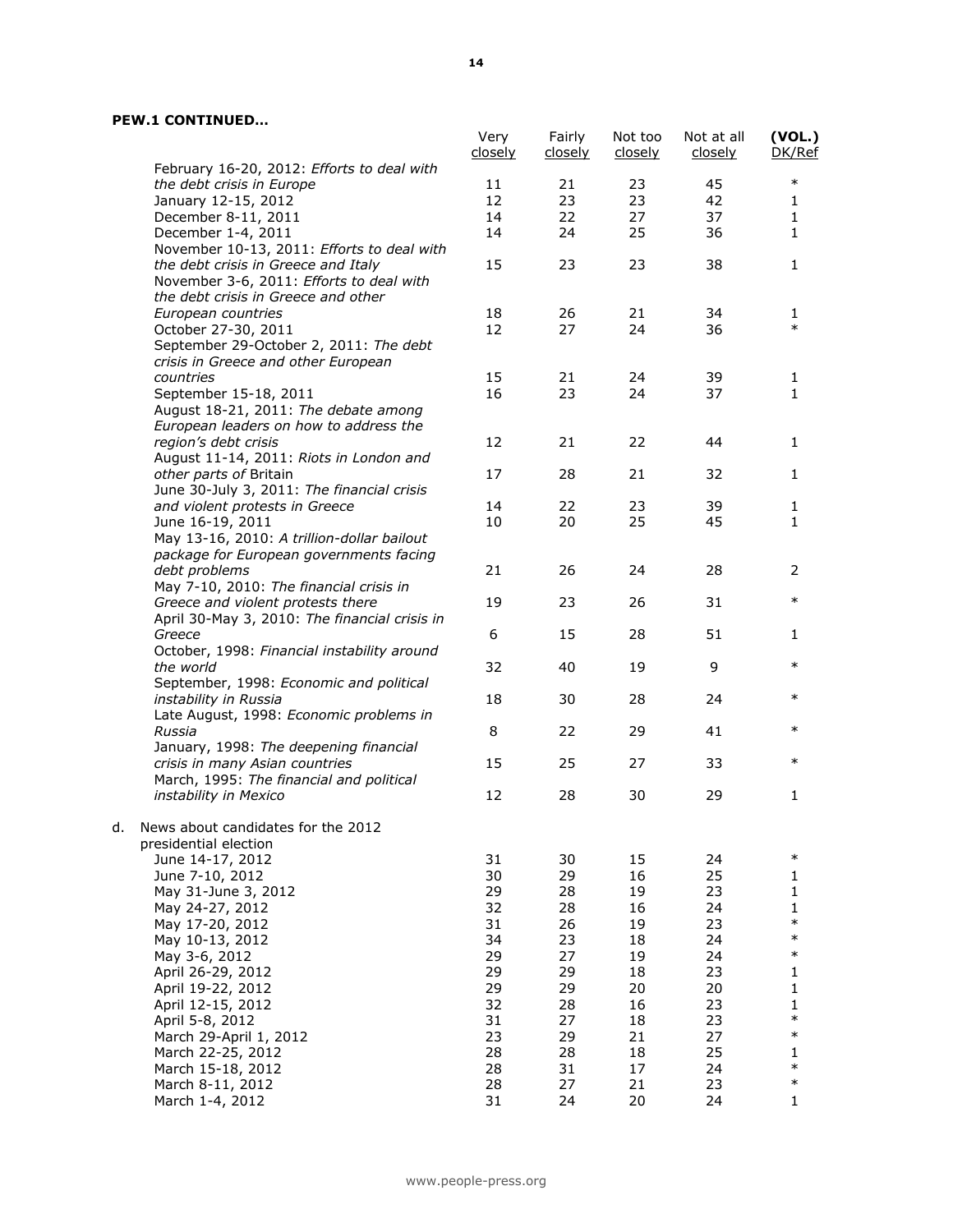**PEW.1 CONTINUED…**

| | Very closely | Fairly closely | Not too closely | Not at all closely | (VOL.) DK/Ref |
|---|---|---|---|---|---|
| February 16-20, 2012: *Efforts to deal with the debt crisis in Europe* | 11 | 21 | 23 | 45 | * |
| January 12-15, 2012 | 12 | 23 | 23 | 42 | 1 |
| December 8-11, 2011 | 14 | 22 | 27 | 37 | 1 |
| December 1-4, 2011 | 14 | 24 | 25 | 36 | 1 |
| November 10-13, 2011: *Efforts to deal with the debt crisis in Greece and Italy* | 15 | 23 | 23 | 38 | 1 |
| November 3-6, 2011: *Efforts to deal with the debt crisis in Greece and other European countries* | 18 | 26 | 21 | 34 | 1 |
| October 27-30, 2011 | 12 | 27 | 24 | 36 | * |
| September 29-October 2, 2011: *The debt crisis in Greece and other European countries* | 15 | 21 | 24 | 39 | 1 |
| September 15-18, 2011 | 16 | 23 | 24 | 37 | 1 |
| August 18-21, 2011: *The debate among European leaders on how to address the region's debt crisis* | 12 | 21 | 22 | 44 | 1 |
| August 11-14, 2011: *Riots in London and other parts of* Britain | 17 | 28 | 21 | 32 | 1 |
| June 30-July 3, 2011: *The financial crisis and violent protests in Greece* | 14 | 22 | 23 | 39 | 1 |
| June 16-19, 2011 | 10 | 20 | 25 | 45 | 1 |
| May 13-16, 2010: *A trillion-dollar bailout package for European governments facing debt problems* | 21 | 26 | 24 | 28 | 2 |
| May 7-10, 2010: *The financial crisis in Greece and violent protests there* | 19 | 23 | 26 | 31 | * |
| April 30-May 3, 2010: *The financial crisis in Greece* | 6 | 15 | 28 | 51 | 1 |
| October, 1998: *Financial instability around the world* | 32 | 40 | 19 | 9 | * |
| September, 1998: *Economic and political instability in Russia* | 18 | 30 | 28 | 24 | * |
| Late August, 1998: *Economic problems in Russia* | 8 | 22 | 29 | 41 | * |
| January, 1998: *The deepening financial crisis in many Asian countries* | 15 | 25 | 27 | 33 | * |
| March, 1995: *The financial and political instability in Mexico* | 12 | 28 | 30 | 29 | 1 |
| d. News about candidates for the 2012 presidential election | | | | | |
| June 14-17, 2012 | 31 | 30 | 15 | 24 | * |
| June 7-10, 2012 | 30 | 29 | 16 | 25 | 1 |
| May 31-June 3, 2012 | 29 | 28 | 19 | 23 | 1 |
| May 24-27, 2012 | 32 | 28 | 16 | 24 | 1 |
| May 17-20, 2012 | 31 | 26 | 19 | 23 | * |
| May 10-13, 2012 | 34 | 23 | 18 | 24 | * |
| May 3-6, 2012 | 29 | 27 | 19 | 24 | * |
| April 26-29, 2012 | 29 | 29 | 18 | 23 | 1 |
| April 19-22, 2012 | 29 | 29 | 20 | 20 | 1 |
| April 12-15, 2012 | 32 | 28 | 16 | 23 | 1 |
| April 5-8, 2012 | 31 | 27 | 18 | 23 | * |
| March 29-April 1, 2012 | 23 | 29 | 21 | 27 | * |
| March 22-25, 2012 | 28 | 28 | 18 | 25 | 1 |
| March 15-18, 2012 | 28 | 31 | 17 | 24 | * |
| March 8-11, 2012 | 28 | 27 | 21 | 23 | * |
| March 1-4, 2012 | 31 | 24 | 20 | 24 | 1 |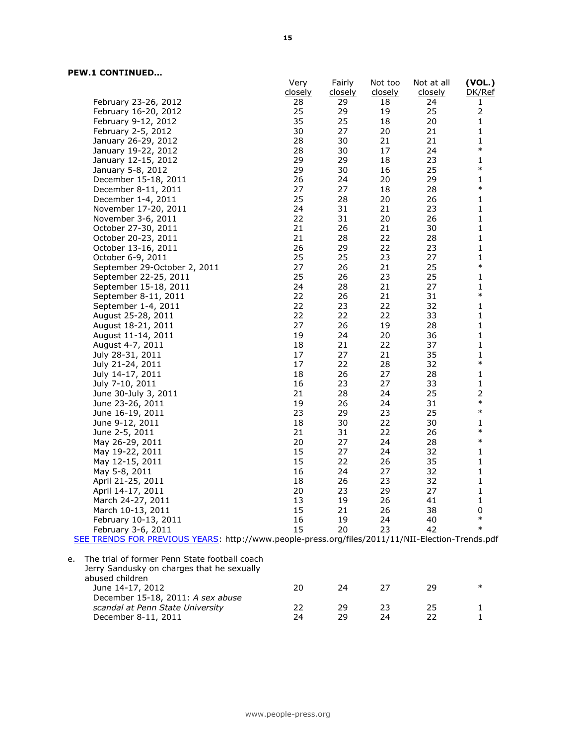**PEW.1 CONTINUED…**

| | Very closely | Fairly closely | Not too closely | Not at all closely | (VOL.) DK/Ref |
|---|---|---|---|---|---|
| February 23-26, 2012 | 28 | 29 | 18 | 24 | 1 |
| February 16-20, 2012 | 25 | 29 | 19 | 25 | 2 |
| February 9-12, 2012 | 35 | 25 | 18 | 20 | 1 |
| February 2-5, 2012 | 30 | 27 | 20 | 21 | 1 |
| January 26-29, 2012 | 28 | 30 | 21 | 21 | 1 |
| January 19-22, 2012 | 28 | 30 | 17 | 24 | * |
| January 12-15, 2012 | 29 | 29 | 18 | 23 | 1 |
| January 5-8, 2012 | 29 | 30 | 16 | 25 | * |
| December 15-18, 2011 | 26 | 24 | 20 | 29 | 1 |
| December 8-11, 2011 | 27 | 27 | 18 | 28 | * |
| December 1-4, 2011 | 25 | 28 | 20 | 26 | 1 |
| November 17-20, 2011 | 24 | 31 | 21 | 23 | 1 |
| November 3-6, 2011 | 22 | 31 | 20 | 26 | 1 |
| October 27-30, 2011 | 21 | 26 | 21 | 30 | 1 |
| October 20-23, 2011 | 21 | 28 | 22 | 28 | 1 |
| October 13-16, 2011 | 26 | 29 | 22 | 23 | 1 |
| October 6-9, 2011 | 25 | 25 | 23 | 27 | 1 |
| September 29-October 2, 2011 | 27 | 26 | 21 | 25 | * |
| September 22-25, 2011 | 25 | 26 | 23 | 25 | 1 |
| September 15-18, 2011 | 24 | 28 | 21 | 27 | 1 |
| September 8-11, 2011 | 22 | 26 | 21 | 31 | * |
| September 1-4, 2011 | 22 | 23 | 22 | 32 | 1 |
| August 25-28, 2011 | 22 | 22 | 22 | 33 | 1 |
| August 18-21, 2011 | 27 | 26 | 19 | 28 | 1 |
| August 11-14, 2011 | 19 | 24 | 20 | 36 | 1 |
| August 4-7, 2011 | 18 | 21 | 22 | 37 | 1 |
| July 28-31, 2011 | 17 | 27 | 21 | 35 | 1 |
| July 21-24, 2011 | 17 | 22 | 28 | 32 | * |
| July 14-17, 2011 | 18 | 26 | 27 | 28 | 1 |
| July 7-10, 2011 | 16 | 23 | 27 | 33 | 1 |
| June 30-July 3, 2011 | 21 | 28 | 24 | 25 | 2 |
| June 23-26, 2011 | 19 | 26 | 24 | 31 | * |
| June 16-19, 2011 | 23 | 29 | 23 | 25 | * |
| June 9-12, 2011 | 18 | 30 | 22 | 30 | 1 |
| June 2-5, 2011 | 21 | 31 | 22 | 26 | * |
| May 26-29, 2011 | 20 | 27 | 24 | 28 | * |
| May 19-22, 2011 | 15 | 27 | 24 | 32 | 1 |
| May 12-15, 2011 | 15 | 22 | 26 | 35 | 1 |
| May 5-8, 2011 | 16 | 24 | 27 | 32 | 1 |
| April 21-25, 2011 | 18 | 26 | 23 | 32 | 1 |
| April 14-17, 2011 | 20 | 23 | 29 | 27 | 1 |
| March 24-27, 2011 | 13 | 19 | 26 | 41 | 1 |
| March 10-13, 2011 | 15 | 21 | 26 | 38 | 0 |
| February 10-13, 2011 | 16 | 19 | 24 | 40 | * |
| February 3-6, 2011 | 15 | 20 | 23 | 42 | * |

SEE TRENDS FOR PREVIOUS YEARS: http://www.people-press.org/files/2011/11/NII-Election-Trends.pdf

e. The trial of former Penn State football coach Jerry Sandusky on charges that he sexually abused children

| | Very closely | Fairly closely | Not too closely | Not at all closely | (VOL.) DK/Ref |
|---|---|---|---|---|---|
| June 14-17, 2012 | 20 | 24 | 27 | 29 | * |
| December 15-18, 2011: *A sex abuse scandal at Penn State University* | 22 | 29 | 23 | 25 | 1 |
| December 8-11, 2011 | 24 | 29 | 24 | 22 | 1 |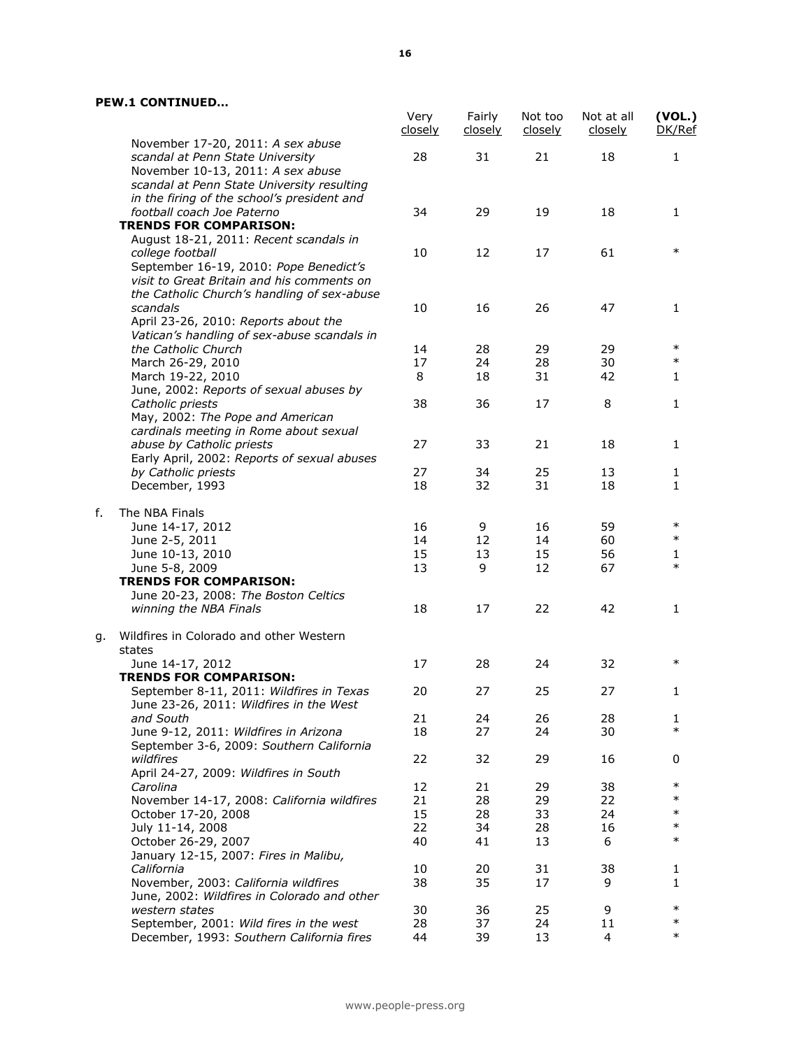**PEW.1 CONTINUED…**

| | Very closely | Fairly closely | Not too closely | Not at all closely | (VOL.) DK/Ref |
|---|---|---|---|---|---|
| November 17-20, 2011: *A sex abuse scandal at Penn State University* | 28 | 31 | 21 | 18 | 1 |
| November 10-13, 2011: *A sex abuse scandal at Penn State University resulting in the firing of the school's president and football coach Joe Paterno* | 34 | 29 | 19 | 18 | 1 |
| **TRENDS FOR COMPARISON:** | | | | | |
| August 18-21, 2011: *Recent scandals in college football* | 10 | 12 | 17 | 61 | * |
| September 16-19, 2010: *Pope Benedict's visit to Great Britain and his comments on the Catholic Church's handling of sex-abuse scandals* | 10 | 16 | 26 | 47 | 1 |
| April 23-26, 2010: *Reports about the Vatican's handling of sex-abuse scandals in the Catholic Church* | 14 | 28 | 29 | 29 | * |
| March 26-29, 2010 | 17 | 24 | 28 | 30 | * |
| March 19-22, 2010 | 8 | 18 | 31 | 42 | 1 |
| June, 2002: *Reports of sexual abuses by Catholic priests* | 38 | 36 | 17 | 8 | 1 |
| May, 2002: *The Pope and American cardinals meeting in Rome about sexual abuse by Catholic priests* | 27 | 33 | 21 | 18 | 1 |
| Early April, 2002: *Reports of sexual abuses by Catholic priests* | 27 | 34 | 25 | 13 | 1 |
| December, 1993 | 18 | 32 | 31 | 18 | 1 |
| **f.** The NBA Finals | | | | | |
| June 14-17, 2012 | 16 | 9 | 16 | 59 | * |
| June 2-5, 2011 | 14 | 12 | 14 | 60 | * |
| June 10-13, 2010 | 15 | 13 | 15 | 56 | 1 |
| June 5-8, 2009 | 13 | 9 | 12 | 67 | * |
| **TRENDS FOR COMPARISON:** | | | | | |
| June 20-23, 2008: *The Boston Celtics winning the NBA Finals* | 18 | 17 | 22 | 42 | 1 |
| **g.** Wildfires in Colorado and other Western states | | | | | |
| June 14-17, 2012 | 17 | 28 | 24 | 32 | * |
| **TRENDS FOR COMPARISON:** | | | | | |
| September 8-11, 2011: *Wildfires in Texas* | 20 | 27 | 25 | 27 | 1 |
| June 23-26, 2011: *Wildfires in the West and South* | 21 | 24 | 26 | 28 | 1 |
| June 9-12, 2011: *Wildfires in Arizona* | 18 | 27 | 24 | 30 | * |
| September 3-6, 2009: *Southern California wildfires* | 22 | 32 | 29 | 16 | 0 |
| April 24-27, 2009: *Wildfires in South Carolina* | 12 | 21 | 29 | 38 | * |
| November 14-17, 2008: *California wildfires* | 21 | 28 | 29 | 22 | * |
| October 17-20, 2008 | 15 | 28 | 33 | 24 | * |
| July 11-14, 2008 | 22 | 34 | 28 | 16 | * |
| October 26-29, 2007 | 40 | 41 | 13 | 6 | * |
| January 12-15, 2007: *Fires in Malibu, California* | 10 | 20 | 31 | 38 | 1 |
| November, 2003: *California wildfires* | 38 | 35 | 17 | 9 | 1 |
| June, 2002: *Wildfires in Colorado and other western states* | 30 | 36 | 25 | 9 | * |
| September, 2001: *Wild fires in the west* | 28 | 37 | 24 | 11 | * |
| December, 1993: *Southern California fires* | 44 | 39 | 13 | 4 | * |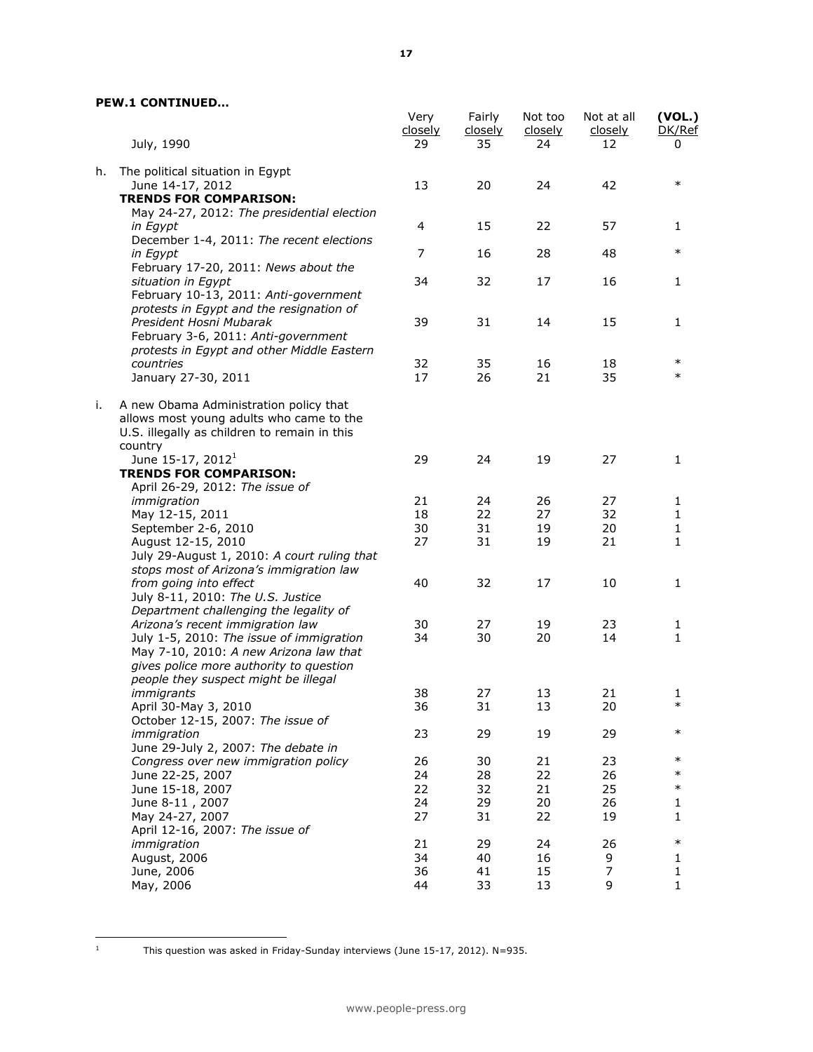**PEW.1 CONTINUED…**

| | Very closely | Fairly closely | Not too closely | Not at all closely | (VOL.) DK/Ref |
|---|---|---|---|---|---|
| July, 1990 | 29 | 35 | 24 | 12 | 0 |
| h. The political situation in Egypt | | | | | |
| June 14-17, 2012 | 13 | 20 | 24 | 42 | * |
| **TRENDS FOR COMPARISON:** | | | | | |
| May 24-27, 2012: *The presidential election in Egypt* | 4 | 15 | 22 | 57 | 1 |
| December 1-4, 2011: *The recent elections in Egypt* | 7 | 16 | 28 | 48 | * |
| February 17-20, 2011: *News about the situation in Egypt* | 34 | 32 | 17 | 16 | 1 |
| February 10-13, 2011: *Anti-government protests in Egypt and the resignation of President Hosni Mubarak* | 39 | 31 | 14 | 15 | 1 |
| February 3-6, 2011: *Anti-government protests in Egypt and other Middle Eastern countries* | 32 | 35 | 16 | 18 | * |
| January 27-30, 2011 | 17 | 26 | 21 | 35 | * |
| i. A new Obama Administration policy that allows most young adults who came to the U.S. illegally as children to remain in this country | | | | | |
| June 15-17, 2012[1] | 29 | 24 | 19 | 27 | 1 |
| **TRENDS FOR COMPARISON:** | | | | | |
| April 26-29, 2012: *The issue of immigration* | 21 | 24 | 26 | 27 | 1 |
| May 12-15, 2011 | 18 | 22 | 27 | 32 | 1 |
| September 2-6, 2010 | 30 | 31 | 19 | 20 | 1 |
| August 12-15, 2010 | 27 | 31 | 19 | 21 | 1 |
| July 29-August 1, 2010: *A court ruling that stops most of Arizona's immigration law from going into effect* | 40 | 32 | 17 | 10 | 1 |
| July 8-11, 2010: *The U.S. Justice Department challenging the legality of Arizona's recent immigration law* | 30 | 27 | 19 | 23 | 1 |
| July 1-5, 2010: *The issue of immigration* | 34 | 30 | 20 | 14 | 1 |
| May 7-10, 2010: *A new Arizona law that gives police more authority to question people they suspect might be illegal immigrants* | 38 | 27 | 13 | 21 | 1 |
| April 30-May 3, 2010 | 36 | 31 | 13 | 20 | * |
| October 12-15, 2007: *The issue of immigration* | 23 | 29 | 19 | 29 | * |
| June 29-July 2, 2007: *The debate in Congress over new immigration policy* | 26 | 30 | 21 | 23 | * |
| June 22-25, 2007 | 24 | 28 | 22 | 26 | * |
| June 15-18, 2007 | 22 | 32 | 21 | 25 | * |
| June 8-11 , 2007 | 24 | 29 | 20 | 26 | 1 |
| May 24-27, 2007 | 27 | 31 | 22 | 19 | 1 |
| April 12-16, 2007: *The issue of immigration* | 21 | 29 | 24 | 26 | * |
| August, 2006 | 34 | 40 | 16 | 9 | 1 |
| June, 2006 | 36 | 41 | 15 | 7 | 1 |
| May, 2006 | 44 | 33 | 13 | 9 | 1 |

[1] This question was asked in Friday-Sunday interviews (June 15-17, 2012). N=935.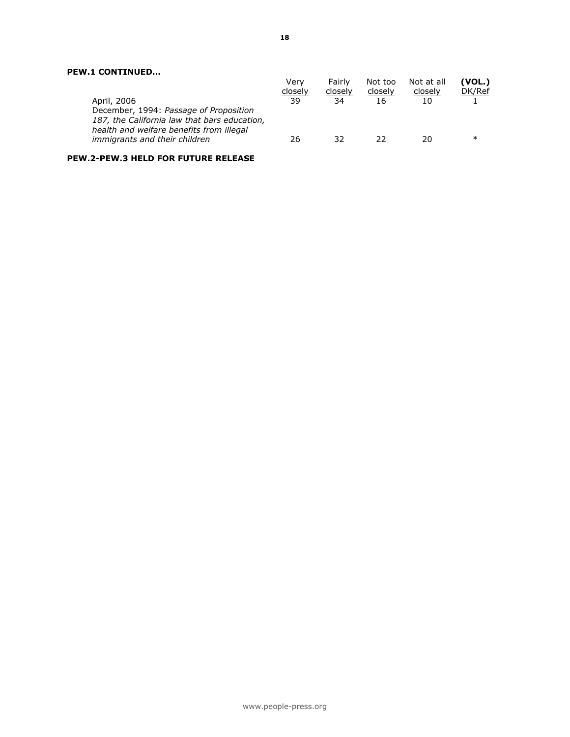**PEW.1 CONTINUED…**

| | Very closely | Fairly closely | Not too closely | Not at all closely | **(VOL.)** DK/Ref |
|---|---|---|---|---|---|
| April, 2006 | 39 | 34 | 16 | 10 | 1 |
| December, 1994: *Passage of Proposition 187, the California law that bars education, health and welfare benefits from illegal immigrants and their children* | 26 | 32 | 22 | 20 | * |

**PEW.2-PEW.3 HELD FOR FUTURE RELEASE**